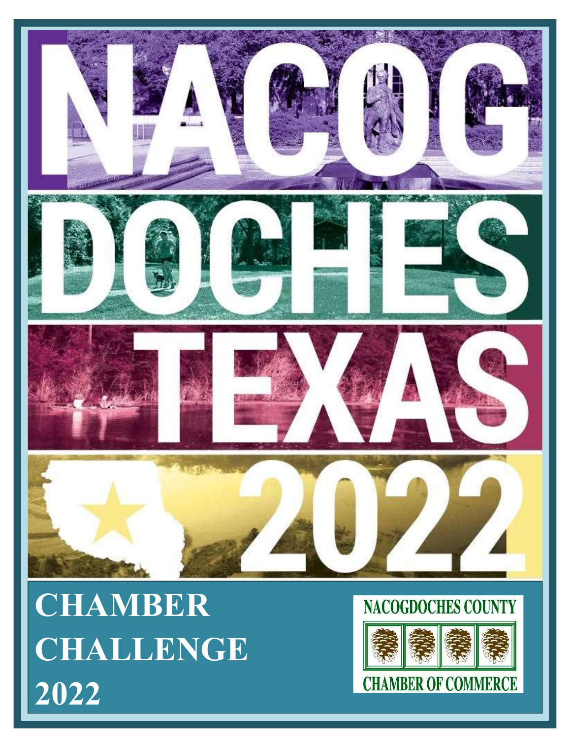# NACOGDOCHES TEXAS 2022

# CHAMBER CHALLENGE 2022

NACOGDOCHES COUNTY CHAMBER OF COMMERCE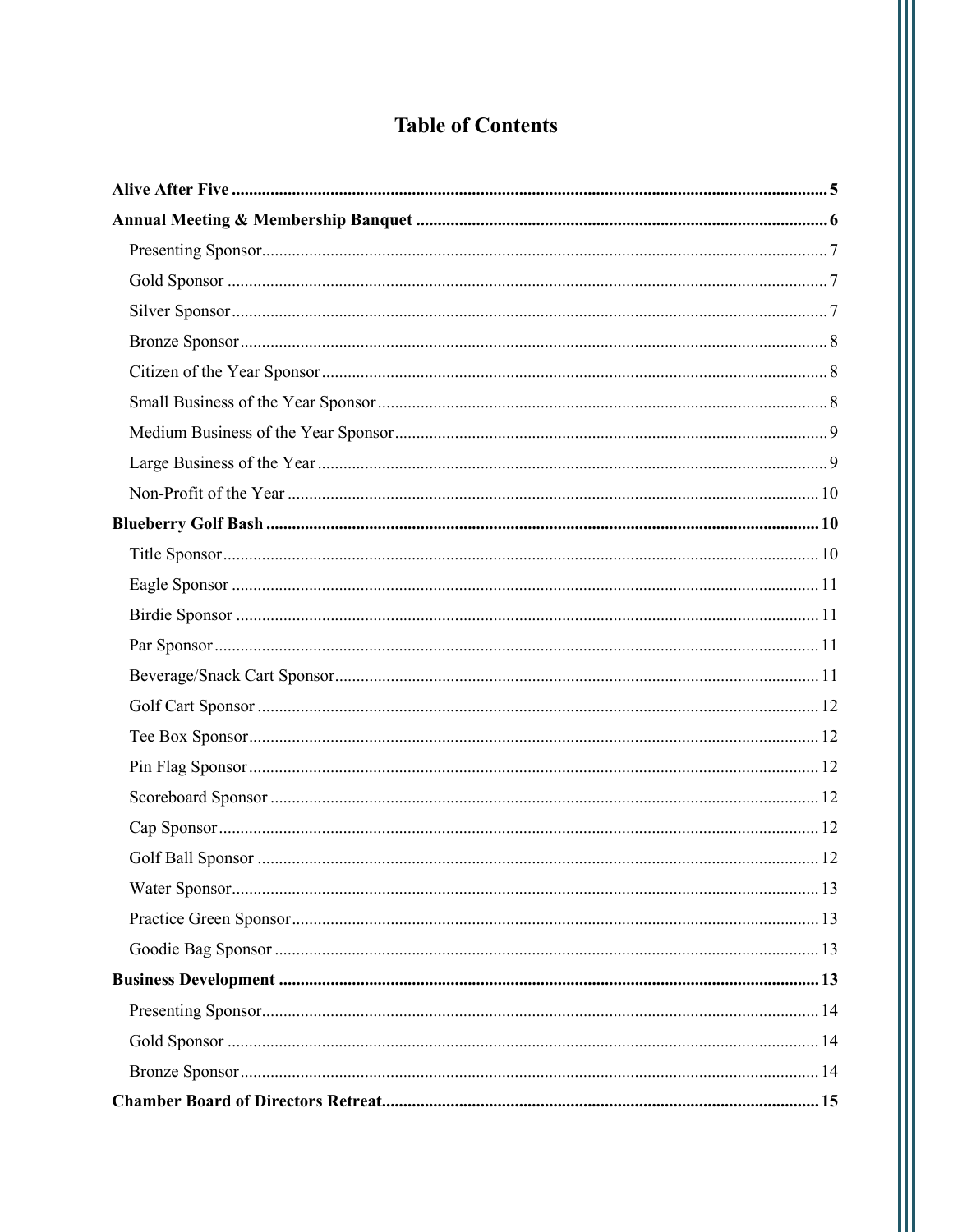# Table of Contents

**Alive After Five** ........ 5

**Annual Meeting & Membership Banquet** ........ 6

- Presenting Sponsor ........ 7
- Gold Sponsor ........ 7
- Silver Sponsor ........ 7
- Bronze Sponsor ........ 8
- Citizen of the Year Sponsor ........ 8
- Small Business of the Year Sponsor ........ 8
- Medium Business of the Year Sponsor ........ 9
- Large Business of the Year ........ 9
- Non-Profit of the Year ........ 10

**Blueberry Golf Bash** ........ 10

- Title Sponsor ........ 10
- Eagle Sponsor ........ 11
- Birdie Sponsor ........ 11
- Par Sponsor ........ 11
- Beverage/Snack Cart Sponsor ........ 11
- Golf Cart Sponsor ........ 12
- Tee Box Sponsor ........ 12
- Pin Flag Sponsor ........ 12
- Scoreboard Sponsor ........ 12
- Cap Sponsor ........ 12
- Golf Ball Sponsor ........ 12
- Water Sponsor ........ 13
- Practice Green Sponsor ........ 13
- Goodie Bag Sponsor ........ 13

**Business Development** ........ 13

- Presenting Sponsor ........ 14
- Gold Sponsor ........ 14
- Bronze Sponsor ........ 14

**Chamber Board of Directors Retreat** ........ 15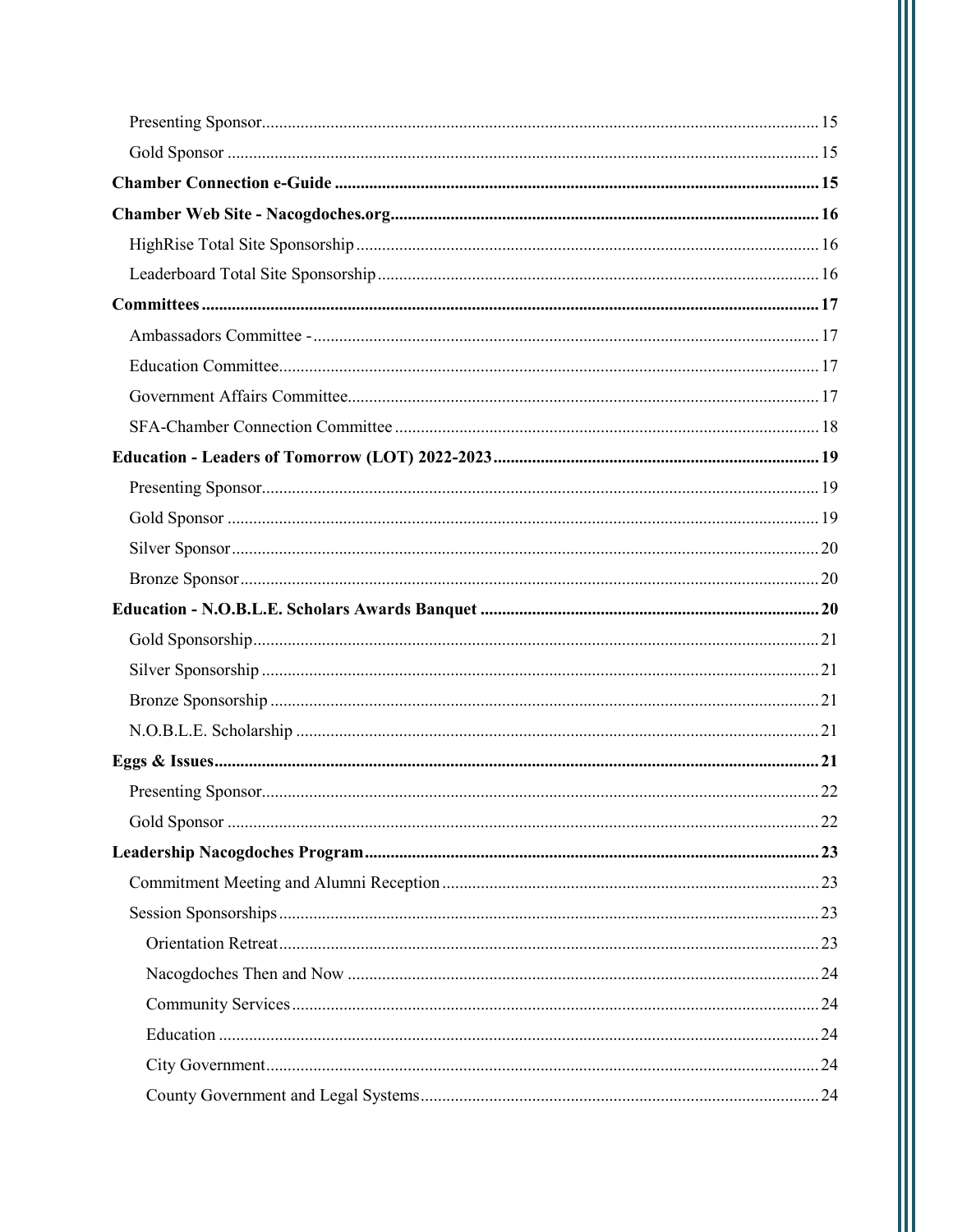Presenting Sponsor ........ 15

Gold Sponsor ........ 15

**Chamber Connection e-Guide ........ 15**

**Chamber Web Site - Nacogdoches.org ........ 16**

HighRise Total Site Sponsorship ........ 16

Leaderboard Total Site Sponsorship ........ 16

**Committees ........ 17**

Ambassadors Committee - ........ 17

Education Committee ........ 17

Government Affairs Committee ........ 17

SFA-Chamber Connection Committee ........ 18

**Education - Leaders of Tomorrow (LOT) 2022-2023 ........ 19**

Presenting Sponsor ........ 19

Gold Sponsor ........ 19

Silver Sponsor ........ 20

Bronze Sponsor ........ 20

**Education - N.O.B.L.E. Scholars Awards Banquet ........ 20**

Gold Sponsorship ........ 21

Silver Sponsorship ........ 21

Bronze Sponsorship ........ 21

N.O.B.L.E. Scholarship ........ 21

**Eggs & Issues ........ 21**

Presenting Sponsor ........ 22

Gold Sponsor ........ 22

**Leadership Nacogdoches Program ........ 23**

Commitment Meeting and Alumni Reception ........ 23

Session Sponsorships ........ 23

Orientation Retreat ........ 23

Nacogdoches Then and Now ........ 24

Community Services ........ 24

Education ........ 24

City Government ........ 24

County Government and Legal Systems ........ 24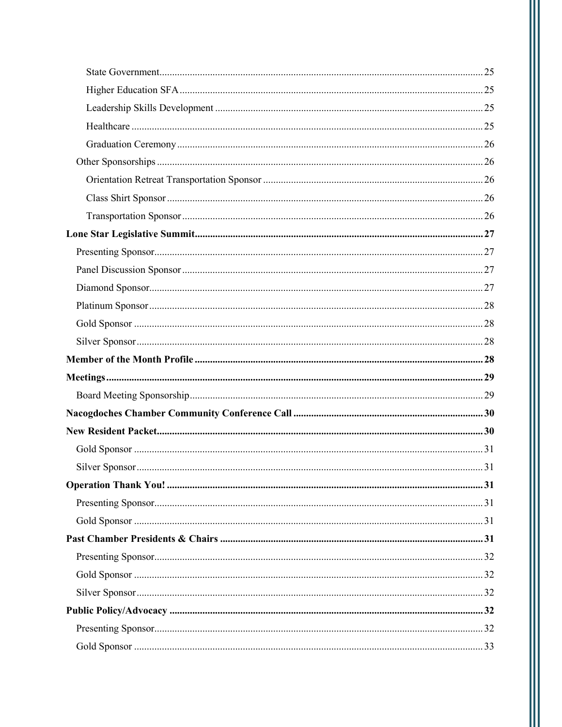State Government ..... 25

Higher Education SFA ..... 25

Leadership Skills Development ..... 25

Healthcare ..... 25

Graduation Ceremony ..... 26

Other Sponsorships ..... 26

Orientation Retreat Transportation Sponsor ..... 26

Class Shirt Sponsor ..... 26

Transportation Sponsor ..... 26

**Lone Star Legislative Summit ..... 27**

Presenting Sponsor ..... 27

Panel Discussion Sponsor ..... 27

Diamond Sponsor ..... 27

Platinum Sponsor ..... 28

Gold Sponsor ..... 28

Silver Sponsor ..... 28

**Member of the Month Profile ..... 28**

**Meetings ..... 29**

Board Meeting Sponsorship ..... 29

**Nacogdoches Chamber Community Conference Call ..... 30**

**New Resident Packet ..... 30**

Gold Sponsor ..... 31

Silver Sponsor ..... 31

**Operation Thank You! ..... 31**

Presenting Sponsor ..... 31

Gold Sponsor ..... 31

**Past Chamber Presidents & Chairs ..... 31**

Presenting Sponsor ..... 32

Gold Sponsor ..... 32

Silver Sponsor ..... 32

**Public Policy/Advocacy ..... 32**

Presenting Sponsor ..... 32

Gold Sponsor ..... 33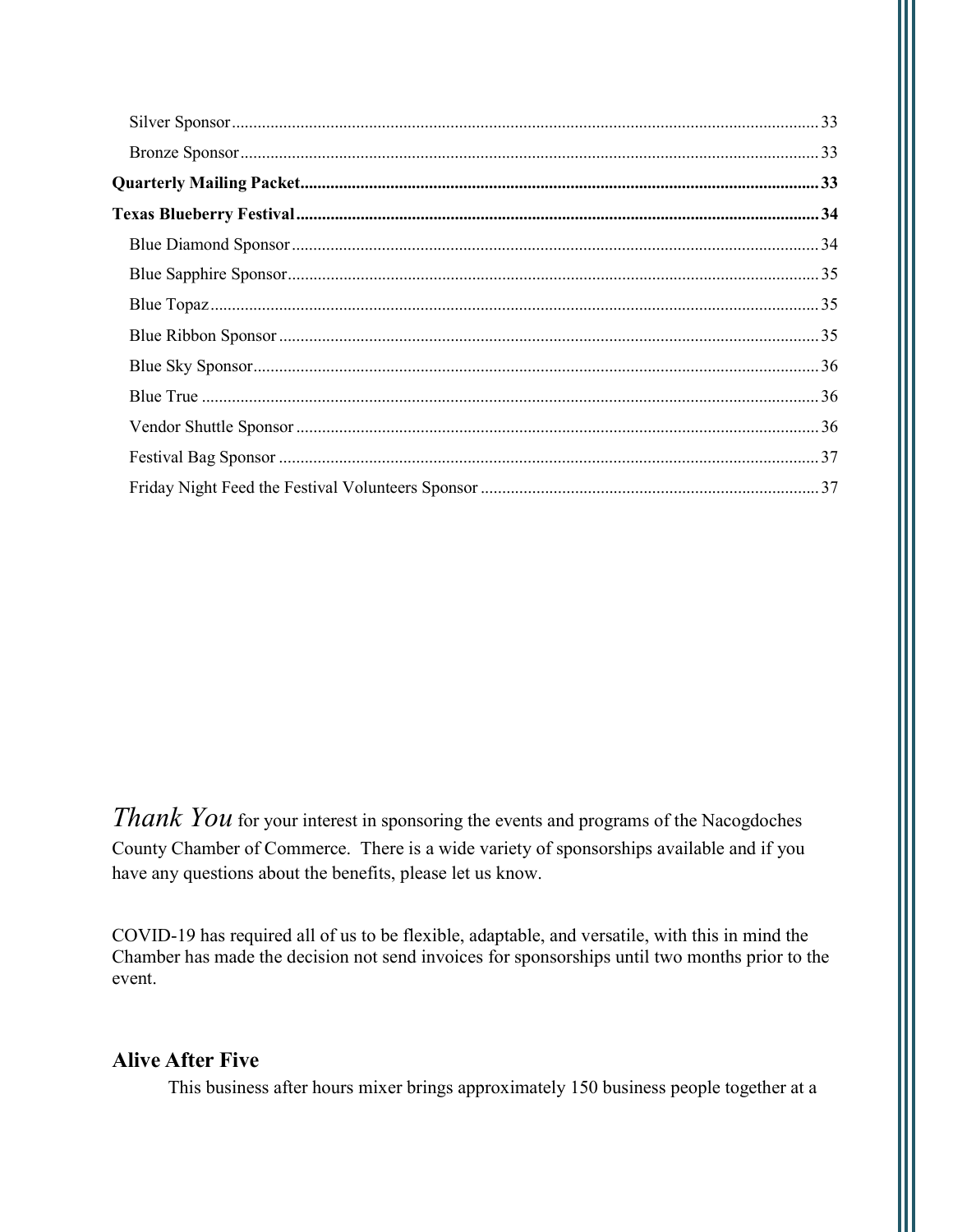Silver Sponsor........................................................................................................................................ 33

Bronze Sponsor...................................................................................................................................... 33

**Quarterly Mailing Packet.......................................................................................................................... 33**

**Texas Blueberry Festival........................................................................................................................... 34**

Blue Diamond Sponsor.......................................................................................................................... 34

Blue Sapphire Sponsor........................................................................................................................... 35

Blue Topaz............................................................................................................................................. 35

Blue Ribbon Sponsor............................................................................................................................. 35

Blue Sky Sponsor................................................................................................................................... 36

Blue True ............................................................................................................................................... 36

Vendor Shuttle Sponsor......................................................................................................................... 36

Festival Bag Sponsor ............................................................................................................................. 37

Friday Night Feed the Festival Volunteers Sponsor .............................................................................. 37

*Thank You* for your interest in sponsoring the events and programs of the Nacogdoches County Chamber of Commerce. There is a wide variety of sponsorships available and if you have any questions about the benefits, please let us know.

COVID-19 has required all of us to be flexible, adaptable, and versatile, with this in mind the Chamber has made the decision not send invoices for sponsorships until two months prior to the event.

## Alive After Five

This business after hours mixer brings approximately 150 business people together at a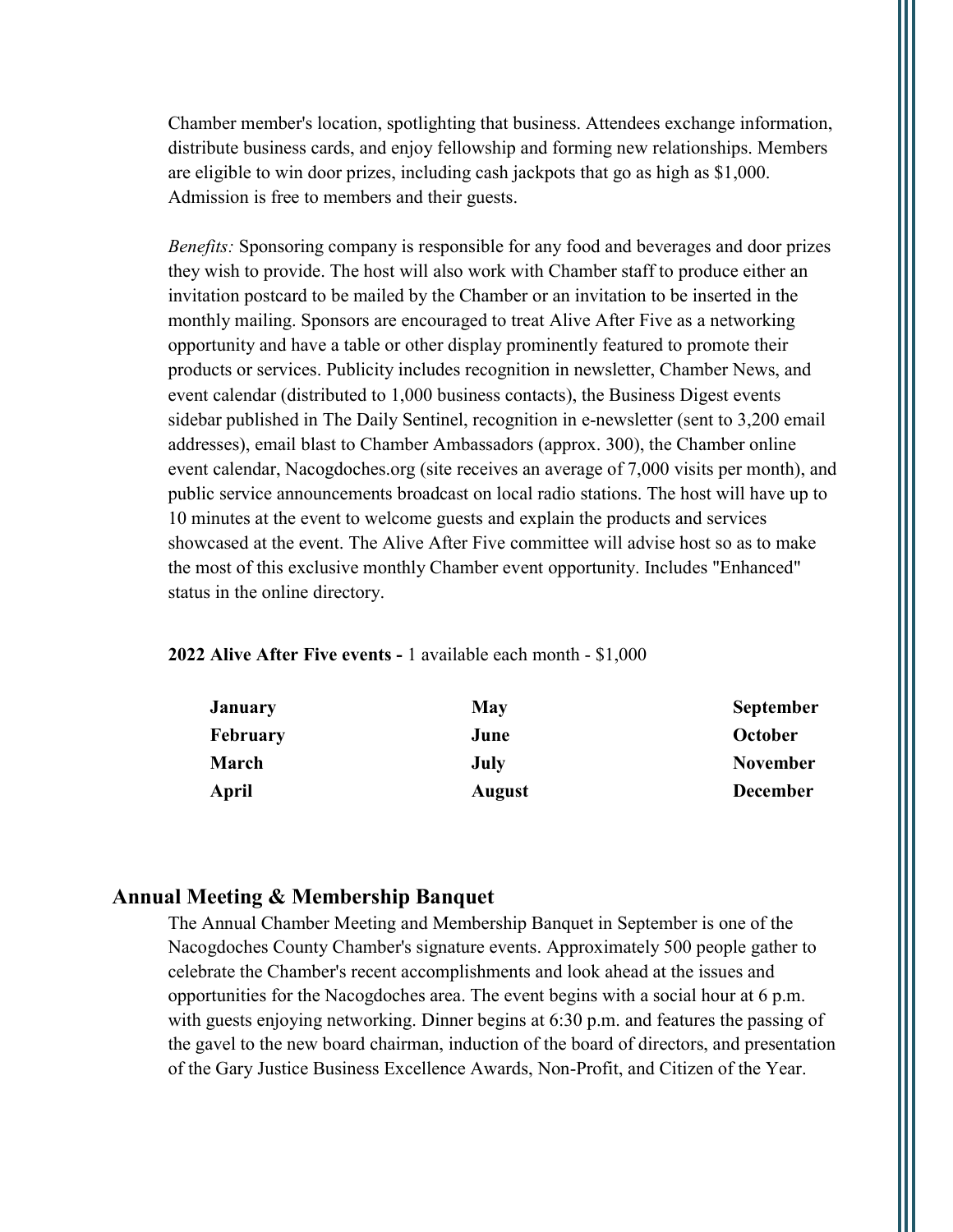Chamber member's location, spotlighting that business. Attendees exchange information, distribute business cards, and enjoy fellowship and forming new relationships. Members are eligible to win door prizes, including cash jackpots that go as high as $1,000. Admission is free to members and their guests.

*Benefits:* Sponsoring company is responsible for any food and beverages and door prizes they wish to provide. The host will also work with Chamber staff to produce either an invitation postcard to be mailed by the Chamber or an invitation to be inserted in the monthly mailing. Sponsors are encouraged to treat Alive After Five as a networking opportunity and have a table or other display prominently featured to promote their products or services. Publicity includes recognition in newsletter, Chamber News, and event calendar (distributed to 1,000 business contacts), the Business Digest events sidebar published in The Daily Sentinel, recognition in e-newsletter (sent to 3,200 email addresses), email blast to Chamber Ambassadors (approx. 300), the Chamber online event calendar, Nacogdoches.org (site receives an average of 7,000 visits per month), and public service announcements broadcast on local radio stations. The host will have up to 10 minutes at the event to welcome guests and explain the products and services showcased at the event. The Alive After Five committee will advise host so as to make the most of this exclusive monthly Chamber event opportunity. Includes "Enhanced" status in the online directory.

**2022 Alive After Five events -** 1 available each month - $1,000

| | | |
|---|---|---|
| **January** | **May** | **September** |
| **February** | **June** | **October** |
| **March** | **July** | **November** |
| **April** | **August** | **December** |

## Annual Meeting & Membership Banquet

The Annual Chamber Meeting and Membership Banquet in September is one of the Nacogdoches County Chamber's signature events. Approximately 500 people gather to celebrate the Chamber's recent accomplishments and look ahead at the issues and opportunities for the Nacogdoches area. The event begins with a social hour at 6 p.m. with guests enjoying networking. Dinner begins at 6:30 p.m. and features the passing of the gavel to the new board chairman, induction of the board of directors, and presentation of the Gary Justice Business Excellence Awards, Non-Profit, and Citizen of the Year.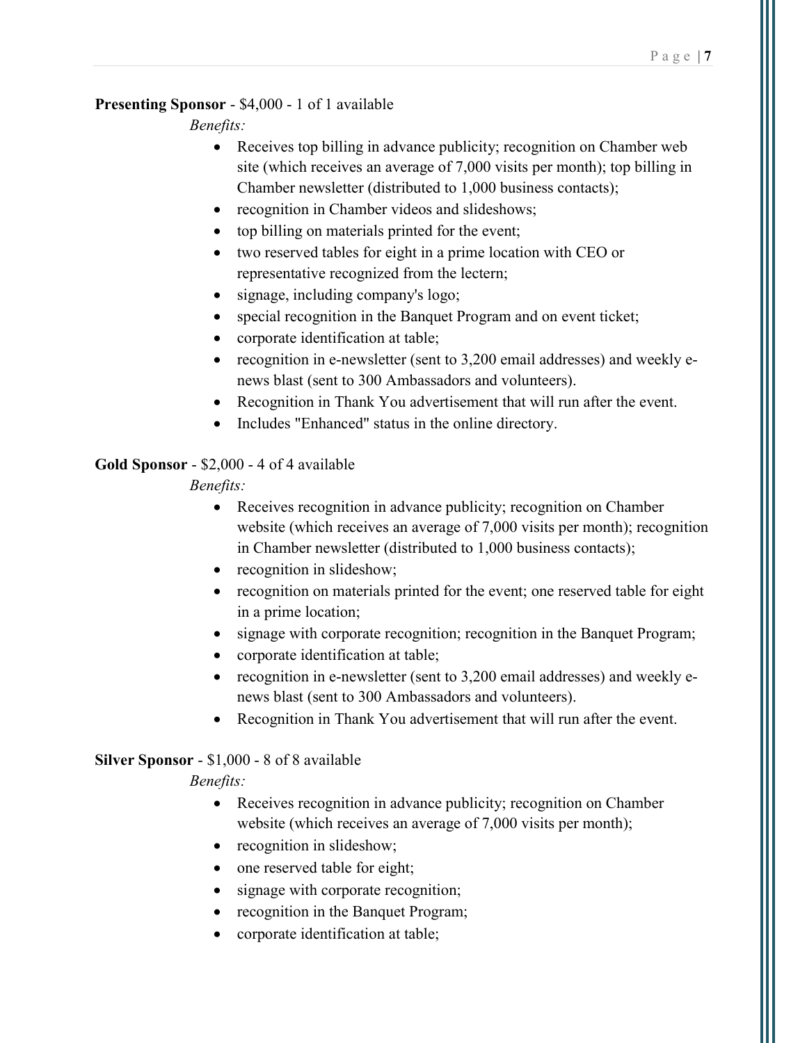**Presenting Sponsor** - $4,000 - 1 of 1 available

*Benefits:*

- Receives top billing in advance publicity; recognition on Chamber web site (which receives an average of 7,000 visits per month); top billing in Chamber newsletter (distributed to 1,000 business contacts);
- recognition in Chamber videos and slideshows;
- top billing on materials printed for the event;
- two reserved tables for eight in a prime location with CEO or representative recognized from the lectern;
- signage, including company's logo;
- special recognition in the Banquet Program and on event ticket;
- corporate identification at table;
- recognition in e-newsletter (sent to 3,200 email addresses) and weekly e-news blast (sent to 300 Ambassadors and volunteers).
- Recognition in Thank You advertisement that will run after the event.
- Includes "Enhanced" status in the online directory.

**Gold Sponsor** - $2,000 - 4 of 4 available

*Benefits:*

- Receives recognition in advance publicity; recognition on Chamber website (which receives an average of 7,000 visits per month); recognition in Chamber newsletter (distributed to 1,000 business contacts);
- recognition in slideshow;
- recognition on materials printed for the event; one reserved table for eight in a prime location;
- signage with corporate recognition; recognition in the Banquet Program;
- corporate identification at table;
- recognition in e-newsletter (sent to 3,200 email addresses) and weekly e-news blast (sent to 300 Ambassadors and volunteers).
- Recognition in Thank You advertisement that will run after the event.

**Silver Sponsor** - $1,000 - 8 of 8 available

*Benefits:*

- Receives recognition in advance publicity; recognition on Chamber website (which receives an average of 7,000 visits per month);
- recognition in slideshow;
- one reserved table for eight;
- signage with corporate recognition;
- recognition in the Banquet Program;
- corporate identification at table;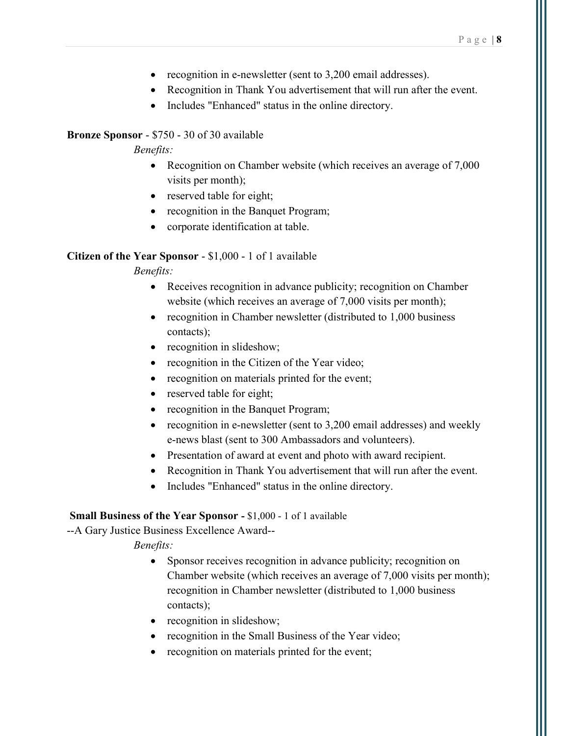- recognition in e-newsletter (sent to 3,200 email addresses).
- Recognition in Thank You advertisement that will run after the event.
- Includes "Enhanced" status in the online directory.

**Bronze Sponsor** - $750 - 30 of 30 available

*Benefits:*

- Recognition on Chamber website (which receives an average of 7,000 visits per month);
- reserved table for eight;
- recognition in the Banquet Program;
- corporate identification at table.

**Citizen of the Year Sponsor** - $1,000 - 1 of 1 available

*Benefits:*

- Receives recognition in advance publicity; recognition on Chamber website (which receives an average of 7,000 visits per month);
- recognition in Chamber newsletter (distributed to 1,000 business contacts);
- recognition in slideshow;
- recognition in the Citizen of the Year video;
- recognition on materials printed for the event;
- reserved table for eight;
- recognition in the Banquet Program;
- recognition in e-newsletter (sent to 3,200 email addresses) and weekly e-news blast (sent to 300 Ambassadors and volunteers).
- Presentation of award at event and photo with award recipient.
- Recognition in Thank You advertisement that will run after the event.
- Includes "Enhanced" status in the online directory.

**Small Business of the Year Sponsor -** $1,000 - 1 of 1 available

--A Gary Justice Business Excellence Award--

*Benefits:*

- Sponsor receives recognition in advance publicity; recognition on Chamber website (which receives an average of 7,000 visits per month); recognition in Chamber newsletter (distributed to 1,000 business contacts);
- recognition in slideshow;
- recognition in the Small Business of the Year video;
- recognition on materials printed for the event;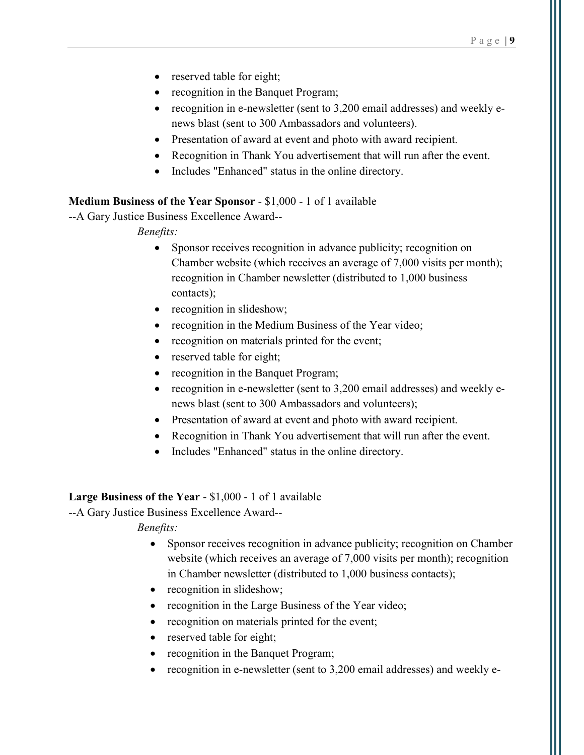- reserved table for eight;
- recognition in the Banquet Program;
- recognition in e-newsletter (sent to 3,200 email addresses) and weekly e-news blast (sent to 300 Ambassadors and volunteers).
- Presentation of award at event and photo with award recipient.
- Recognition in Thank You advertisement that will run after the event.
- Includes "Enhanced" status in the online directory.

**Medium Business of the Year Sponsor** - $1,000 - 1 of 1 available

--A Gary Justice Business Excellence Award--

*Benefits:*

- Sponsor receives recognition in advance publicity; recognition on Chamber website (which receives an average of 7,000 visits per month); recognition in Chamber newsletter (distributed to 1,000 business contacts);
- recognition in slideshow;
- recognition in the Medium Business of the Year video;
- recognition on materials printed for the event;
- reserved table for eight;
- recognition in the Banquet Program;
- recognition in e-newsletter (sent to 3,200 email addresses) and weekly e-news blast (sent to 300 Ambassadors and volunteers);
- Presentation of award at event and photo with award recipient.
- Recognition in Thank You advertisement that will run after the event.
- Includes "Enhanced" status in the online directory.

**Large Business of the Year** - $1,000 - 1 of 1 available

--A Gary Justice Business Excellence Award--

*Benefits:*

- Sponsor receives recognition in advance publicity; recognition on Chamber website (which receives an average of 7,000 visits per month); recognition in Chamber newsletter (distributed to 1,000 business contacts);
- recognition in slideshow;
- recognition in the Large Business of the Year video;
- recognition on materials printed for the event;
- reserved table for eight;
- recognition in the Banquet Program;
- recognition in e-newsletter (sent to 3,200 email addresses) and weekly e-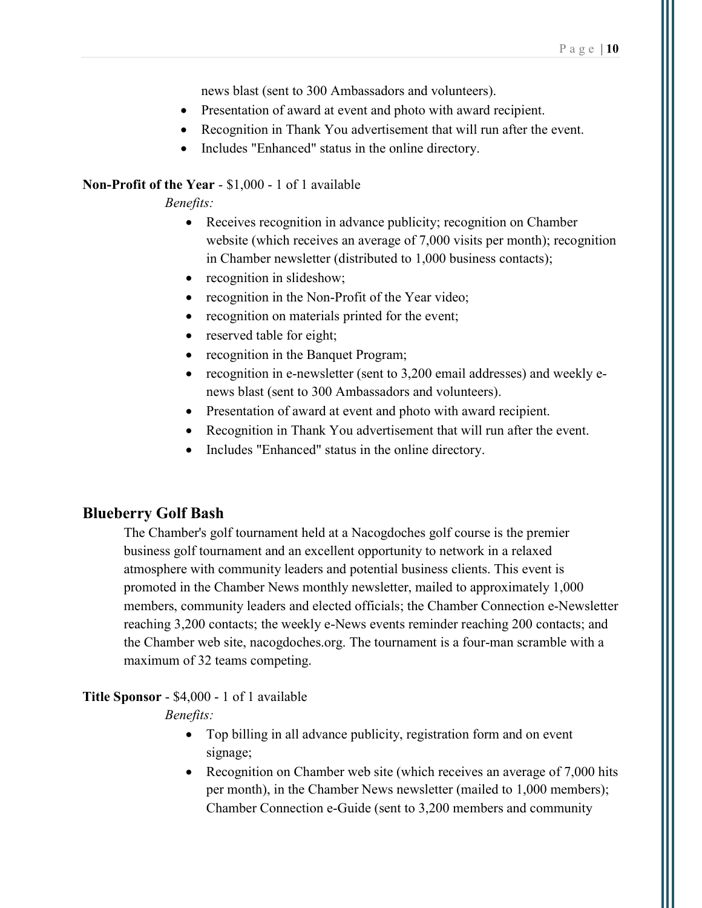news blast (sent to 300 Ambassadors and volunteers).
- Presentation of award at event and photo with award recipient.
- Recognition in Thank You advertisement that will run after the event.
- Includes "Enhanced" status in the online directory.

**Non-Profit of the Year** - $1,000 - 1 of 1 available

*Benefits:*

- Receives recognition in advance publicity; recognition on Chamber website (which receives an average of 7,000 visits per month); recognition in Chamber newsletter (distributed to 1,000 business contacts);
- recognition in slideshow;
- recognition in the Non-Profit of the Year video;
- recognition on materials printed for the event;
- reserved table for eight;
- recognition in the Banquet Program;
- recognition in e-newsletter (sent to 3,200 email addresses) and weekly e-news blast (sent to 300 Ambassadors and volunteers).
- Presentation of award at event and photo with award recipient.
- Recognition in Thank You advertisement that will run after the event.
- Includes "Enhanced" status in the online directory.

## Blueberry Golf Bash

The Chamber's golf tournament held at a Nacogdoches golf course is the premier business golf tournament and an excellent opportunity to network in a relaxed atmosphere with community leaders and potential business clients. This event is promoted in the Chamber News monthly newsletter, mailed to approximately 1,000 members, community leaders and elected officials; the Chamber Connection e-Newsletter reaching 3,200 contacts; the weekly e-News events reminder reaching 200 contacts; and the Chamber web site, nacogdoches.org. The tournament is a four-man scramble with a maximum of 32 teams competing.

**Title Sponsor** - $4,000 - 1 of 1 available

*Benefits:*

- Top billing in all advance publicity, registration form and on event signage;
- Recognition on Chamber web site (which receives an average of 7,000 hits per month), in the Chamber News newsletter (mailed to 1,000 members); Chamber Connection e-Guide (sent to 3,200 members and community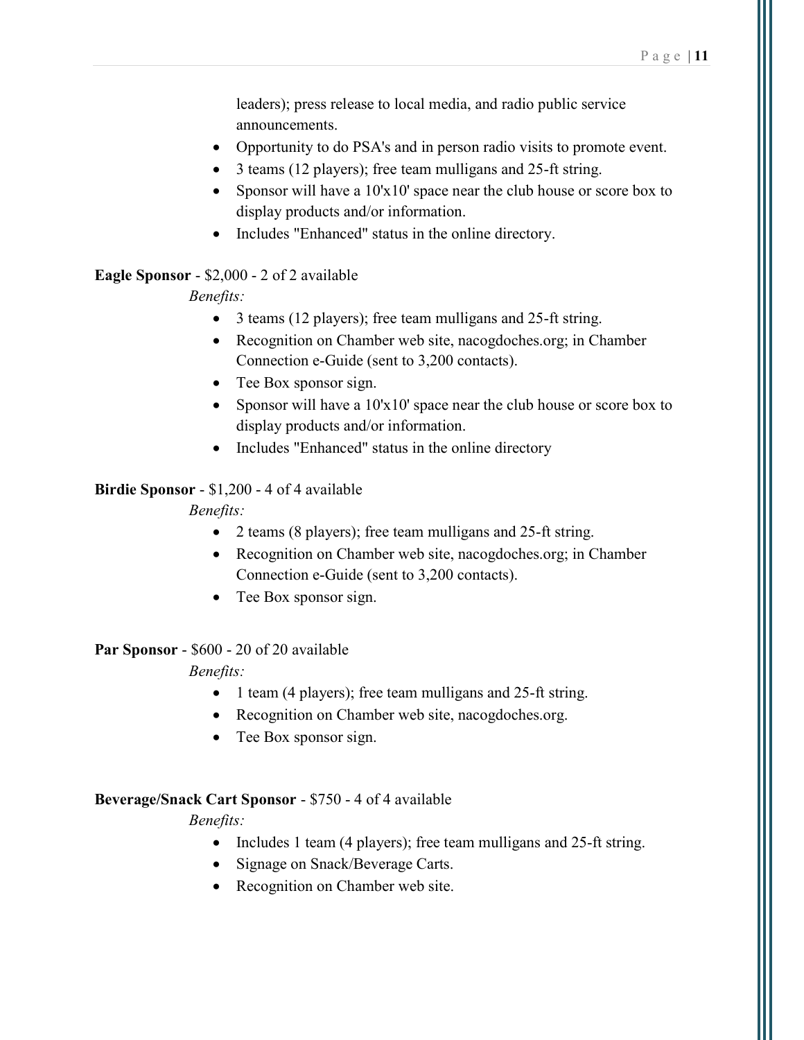leaders); press release to local media, and radio public service announcements.

- Opportunity to do PSA's and in person radio visits to promote event.
- 3 teams (12 players); free team mulligans and 25-ft string.
- Sponsor will have a 10'x10' space near the club house or score box to display products and/or information.
- Includes "Enhanced" status in the online directory.

**Eagle Sponsor** - $2,000 - 2 of 2 available

*Benefits:*

- 3 teams (12 players); free team mulligans and 25-ft string.
- Recognition on Chamber web site, nacogdoches.org; in Chamber Connection e-Guide (sent to 3,200 contacts).
- Tee Box sponsor sign.
- Sponsor will have a 10'x10' space near the club house or score box to display products and/or information.
- Includes "Enhanced" status in the online directory

**Birdie Sponsor** - $1,200 - 4 of 4 available

*Benefits:*

- 2 teams (8 players); free team mulligans and 25-ft string.
- Recognition on Chamber web site, nacogdoches.org; in Chamber Connection e-Guide (sent to 3,200 contacts).
- Tee Box sponsor sign.

**Par Sponsor** - $600 - 20 of 20 available

*Benefits:*

- 1 team (4 players); free team mulligans and 25-ft string.
- Recognition on Chamber web site, nacogdoches.org.
- Tee Box sponsor sign.

**Beverage/Snack Cart Sponsor** - $750 - 4 of 4 available

*Benefits:*

- Includes 1 team (4 players); free team mulligans and 25-ft string.
- Signage on Snack/Beverage Carts.
- Recognition on Chamber web site.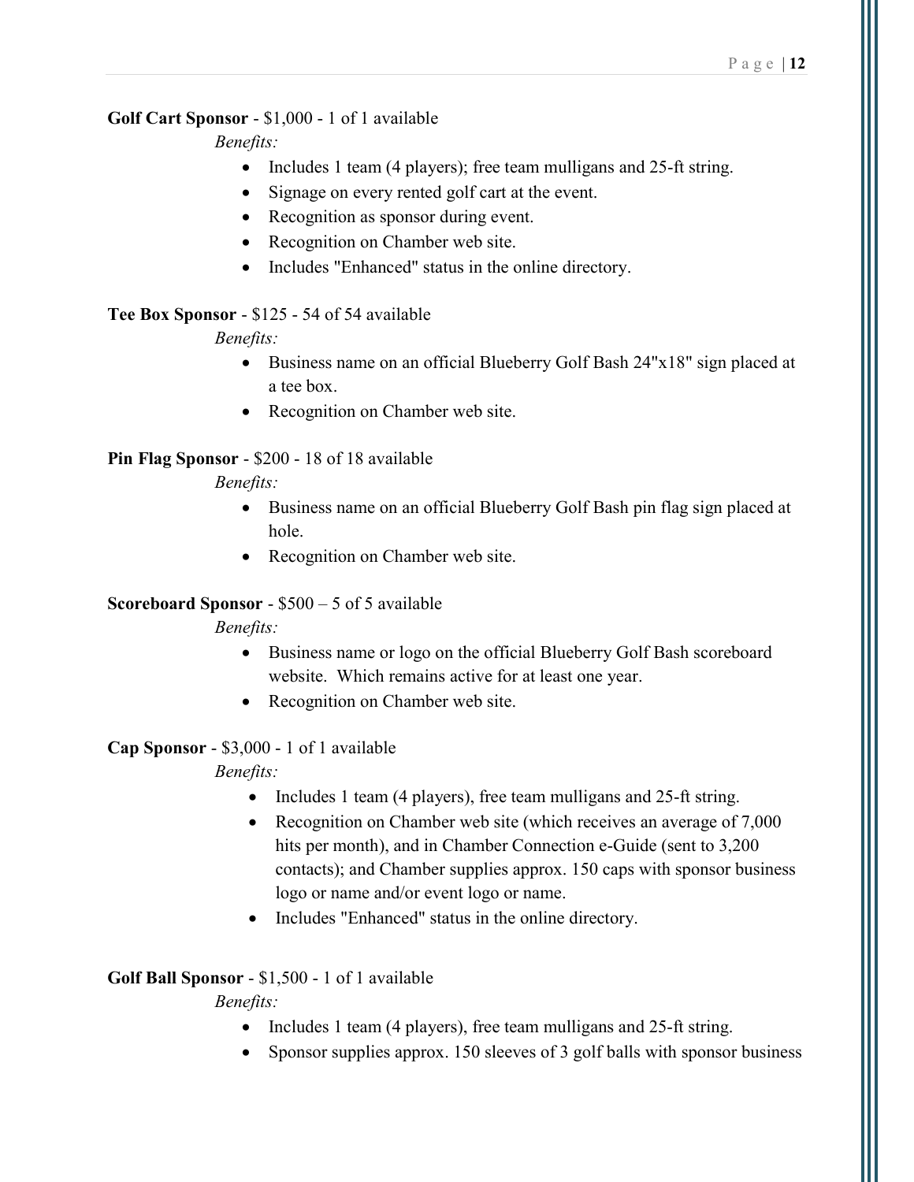**Golf Cart Sponsor** - $1,000 - 1 of 1 available

*Benefits:*

- Includes 1 team (4 players); free team mulligans and 25-ft string.
- Signage on every rented golf cart at the event.
- Recognition as sponsor during event.
- Recognition on Chamber web site.
- Includes "Enhanced" status in the online directory.

**Tee Box Sponsor** - $125 - 54 of 54 available

*Benefits:*

- Business name on an official Blueberry Golf Bash 24"x18" sign placed at a tee box.
- Recognition on Chamber web site.

**Pin Flag Sponsor** - $200 - 18 of 18 available

*Benefits:*

- Business name on an official Blueberry Golf Bash pin flag sign placed at hole.
- Recognition on Chamber web site.

**Scoreboard Sponsor** - $500 – 5 of 5 available

*Benefits:*

- Business name or logo on the official Blueberry Golf Bash scoreboard website. Which remains active for at least one year.
- Recognition on Chamber web site.

**Cap Sponsor** - $3,000 - 1 of 1 available

*Benefits:*

- Includes 1 team (4 players), free team mulligans and 25-ft string.
- Recognition on Chamber web site (which receives an average of 7,000 hits per month), and in Chamber Connection e-Guide (sent to 3,200 contacts); and Chamber supplies approx. 150 caps with sponsor business logo or name and/or event logo or name.
- Includes "Enhanced" status in the online directory.

**Golf Ball Sponsor** - $1,500 - 1 of 1 available

*Benefits:*

- Includes 1 team (4 players), free team mulligans and 25-ft string.
- Sponsor supplies approx. 150 sleeves of 3 golf balls with sponsor business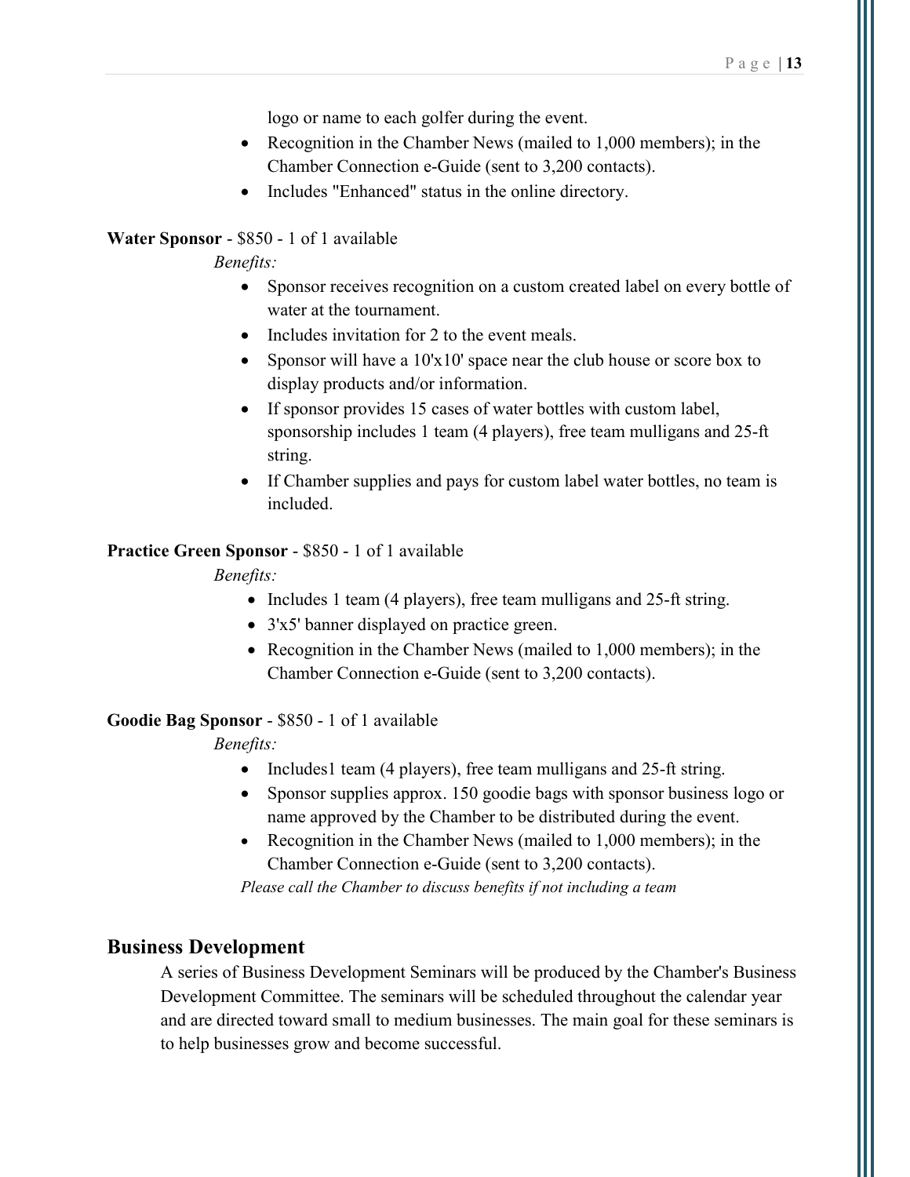logo or name to each golfer during the event.

- Recognition in the Chamber News (mailed to 1,000 members); in the Chamber Connection e-Guide (sent to 3,200 contacts).
- Includes "Enhanced" status in the online directory.

**Water Sponsor** - $850 - 1 of 1 available

*Benefits:*

- Sponsor receives recognition on a custom created label on every bottle of water at the tournament.
- Includes invitation for 2 to the event meals.
- Sponsor will have a 10'x10' space near the club house or score box to display products and/or information.
- If sponsor provides 15 cases of water bottles with custom label, sponsorship includes 1 team (4 players), free team mulligans and 25-ft string.
- If Chamber supplies and pays for custom label water bottles, no team is included.

**Practice Green Sponsor** - $850 - 1 of 1 available

*Benefits:*

- Includes 1 team (4 players), free team mulligans and 25-ft string.
- 3'x5' banner displayed on practice green.
- Recognition in the Chamber News (mailed to 1,000 members); in the Chamber Connection e-Guide (sent to 3,200 contacts).

**Goodie Bag Sponsor** - $850 - 1 of 1 available

*Benefits:*

- Includes1 team (4 players), free team mulligans and 25-ft string.
- Sponsor supplies approx. 150 goodie bags with sponsor business logo or name approved by the Chamber to be distributed during the event.
- Recognition in the Chamber News (mailed to 1,000 members); in the Chamber Connection e-Guide (sent to 3,200 contacts).

*Please call the Chamber to discuss benefits if not including a team*

## Business Development

A series of Business Development Seminars will be produced by the Chamber's Business Development Committee. The seminars will be scheduled throughout the calendar year and are directed toward small to medium businesses. The main goal for these seminars is to help businesses grow and become successful.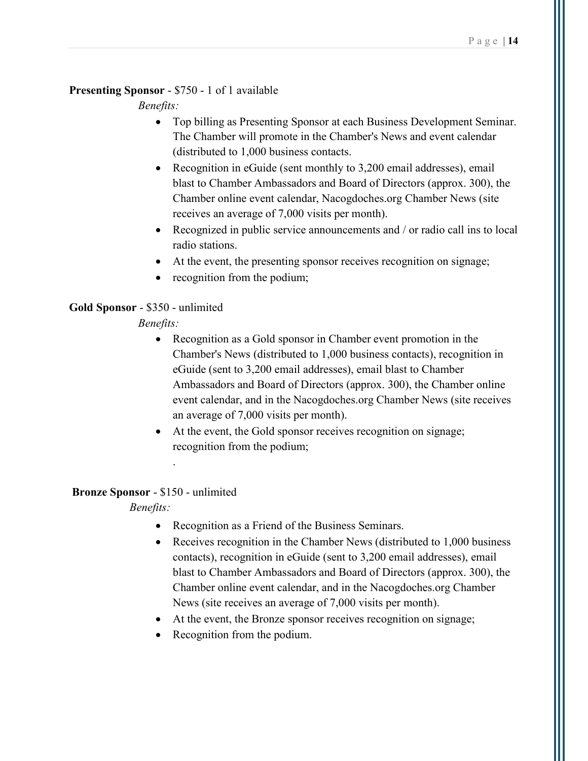**Presenting Sponsor** - $750 - 1 of 1 available

*Benefits:*

- Top billing as Presenting Sponsor at each Business Development Seminar. The Chamber will promote in the Chamber's News and event calendar (distributed to 1,000 business contacts.
- Recognition in eGuide (sent monthly to 3,200 email addresses), email blast to Chamber Ambassadors and Board of Directors (approx. 300), the Chamber online event calendar, Nacogdoches.org Chamber News (site receives an average of 7,000 visits per month).
- Recognized in public service announcements and / or radio call ins to local radio stations.
- At the event, the presenting sponsor receives recognition on signage;
- recognition from the podium;

**Gold Sponsor** - $350 - unlimited

*Benefits:*

- Recognition as a Gold sponsor in Chamber event promotion in the Chamber's News (distributed to 1,000 business contacts), recognition in eGuide (sent to 3,200 email addresses), email blast to Chamber Ambassadors and Board of Directors (approx. 300), the Chamber online event calendar, and in the Nacogdoches.org Chamber News (site receives an average of 7,000 visits per month).
- At the event, the Gold sponsor receives recognition on signage; recognition from the podium;

.

**Bronze Sponsor** - $150 - unlimited

*Benefits:*

- Recognition as a Friend of the Business Seminars.
- Receives recognition in the Chamber News (distributed to 1,000 business contacts), recognition in eGuide (sent to 3,200 email addresses), email blast to Chamber Ambassadors and Board of Directors (approx. 300), the Chamber online event calendar, and in the Nacogdoches.org Chamber News (site receives an average of 7,000 visits per month).
- At the event, the Bronze sponsor receives recognition on signage;
- Recognition from the podium.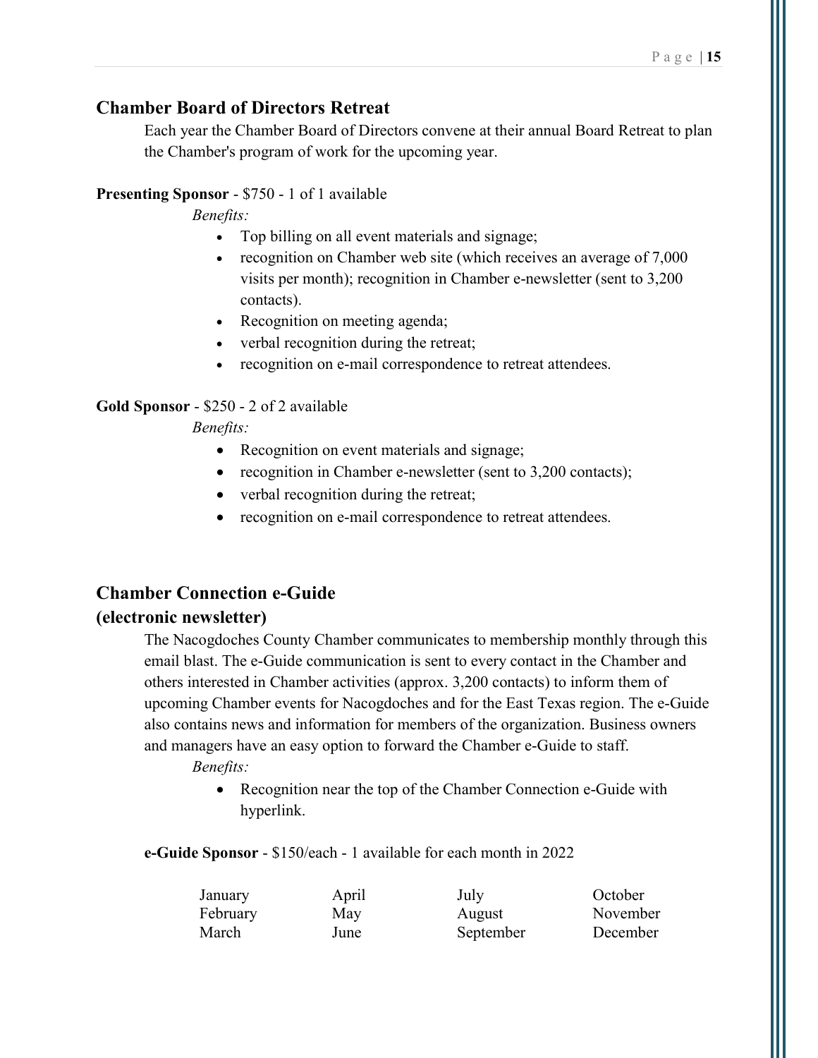## Chamber Board of Directors Retreat

Each year the Chamber Board of Directors convene at their annual Board Retreat to plan the Chamber's program of work for the upcoming year.

**Presenting Sponsor** - $750 - 1 of 1 available

*Benefits:*

- Top billing on all event materials and signage;
- recognition on Chamber web site (which receives an average of 7,000 visits per month); recognition in Chamber e-newsletter (sent to 3,200 contacts).
- Recognition on meeting agenda;
- verbal recognition during the retreat;
- recognition on e-mail correspondence to retreat attendees.

**Gold Sponsor** - $250 - 2 of 2 available

*Benefits:*

- Recognition on event materials and signage;
- recognition in Chamber e-newsletter (sent to 3,200 contacts);
- verbal recognition during the retreat;
- recognition on e-mail correspondence to retreat attendees.

## Chamber Connection e-Guide (electronic newsletter)

The Nacogdoches County Chamber communicates to membership monthly through this email blast. The e-Guide communication is sent to every contact in the Chamber and others interested in Chamber activities (approx. 3,200 contacts) to inform them of upcoming Chamber events for Nacogdoches and for the East Texas region. The e-Guide also contains news and information for members of the organization. Business owners and managers have an easy option to forward the Chamber e-Guide to staff.

*Benefits:*

- Recognition near the top of the Chamber Connection e-Guide with hyperlink.

**e-Guide Sponsor** - $150/each - 1 available for each month in 2022

| | | | |
|---|---|---|---|
| January | April | July | October |
| February | May | August | November |
| March | June | September | December |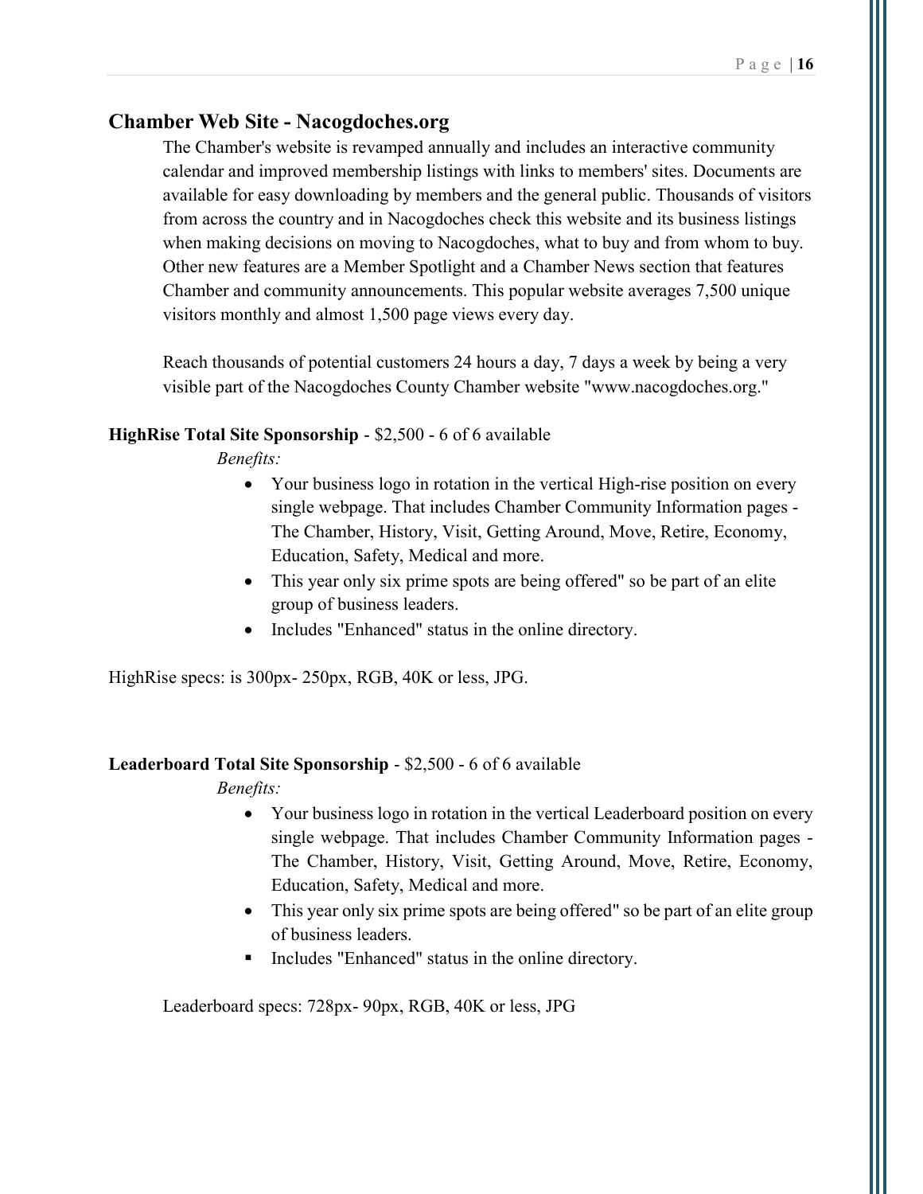## Chamber Web Site - Nacogdoches.org

The Chamber's website is revamped annually and includes an interactive community calendar and improved membership listings with links to members' sites. Documents are available for easy downloading by members and the general public. Thousands of visitors from across the country and in Nacogdoches check this website and its business listings when making decisions on moving to Nacogdoches, what to buy and from whom to buy. Other new features are a Member Spotlight and a Chamber News section that features Chamber and community announcements. This popular website averages 7,500 unique visitors monthly and almost 1,500 page views every day.

Reach thousands of potential customers 24 hours a day, 7 days a week by being a very visible part of the Nacogdoches County Chamber website "www.nacogdoches.org."

**HighRise Total Site Sponsorship** - $2,500 - 6 of 6 available

*Benefits:*

- Your business logo in rotation in the vertical High-rise position on every single webpage. That includes Chamber Community Information pages - The Chamber, History, Visit, Getting Around, Move, Retire, Economy, Education, Safety, Medical and more.
- This year only six prime spots are being offered" so be part of an elite group of business leaders.
- Includes "Enhanced" status in the online directory.

HighRise specs: is 300px- 250px, RGB, 40K or less, JPG.

**Leaderboard Total Site Sponsorship** - $2,500 - 6 of 6 available

*Benefits:*

- Your business logo in rotation in the vertical Leaderboard position on every single webpage. That includes Chamber Community Information pages - The Chamber, History, Visit, Getting Around, Move, Retire, Economy, Education, Safety, Medical and more.
- This year only six prime spots are being offered" so be part of an elite group of business leaders.
- Includes "Enhanced" status in the online directory.

Leaderboard specs: 728px- 90px, RGB, 40K or less, JPG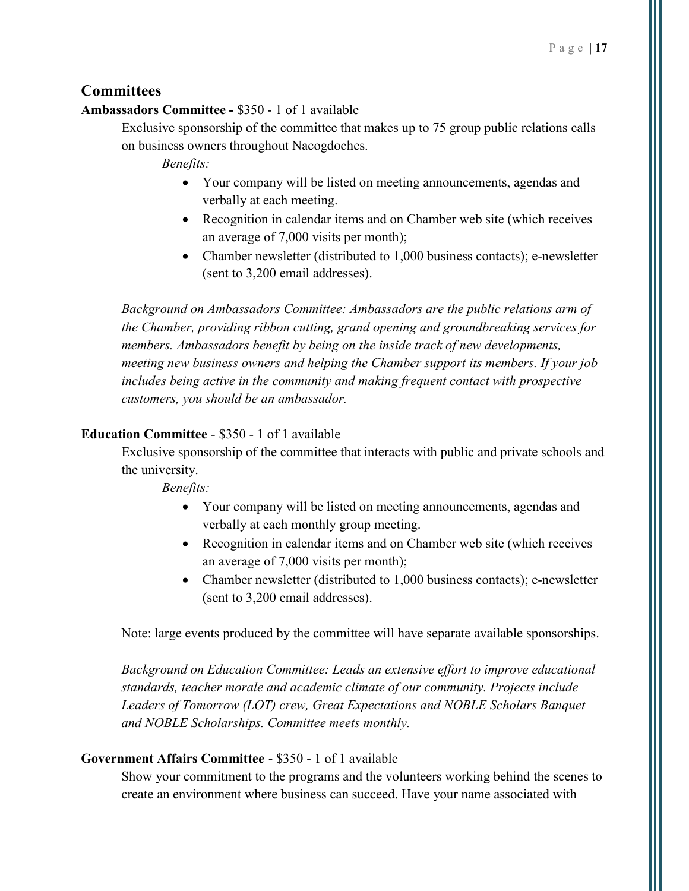## Committees

**Ambassadors Committee -** $350 - 1 of 1 available

Exclusive sponsorship of the committee that makes up to 75 group public relations calls on business owners throughout Nacogdoches.

*Benefits:*

- Your company will be listed on meeting announcements, agendas and verbally at each meeting.
- Recognition in calendar items and on Chamber web site (which receives an average of 7,000 visits per month);
- Chamber newsletter (distributed to 1,000 business contacts); e-newsletter (sent to 3,200 email addresses).

*Background on Ambassadors Committee: Ambassadors are the public relations arm of the Chamber, providing ribbon cutting, grand opening and groundbreaking services for members. Ambassadors benefit by being on the inside track of new developments, meeting new business owners and helping the Chamber support its members. If your job includes being active in the community and making frequent contact with prospective customers, you should be an ambassador.*

**Education Committee** - $350 - 1 of 1 available

Exclusive sponsorship of the committee that interacts with public and private schools and the university.

*Benefits:*

- Your company will be listed on meeting announcements, agendas and verbally at each monthly group meeting.
- Recognition in calendar items and on Chamber web site (which receives an average of 7,000 visits per month);
- Chamber newsletter (distributed to 1,000 business contacts); e-newsletter (sent to 3,200 email addresses).

Note: large events produced by the committee will have separate available sponsorships.

*Background on Education Committee: Leads an extensive effort to improve educational standards, teacher morale and academic climate of our community. Projects include Leaders of Tomorrow (LOT) crew, Great Expectations and NOBLE Scholars Banquet and NOBLE Scholarships. Committee meets monthly.*

**Government Affairs Committee** - $350 - 1 of 1 available

Show your commitment to the programs and the volunteers working behind the scenes to create an environment where business can succeed. Have your name associated with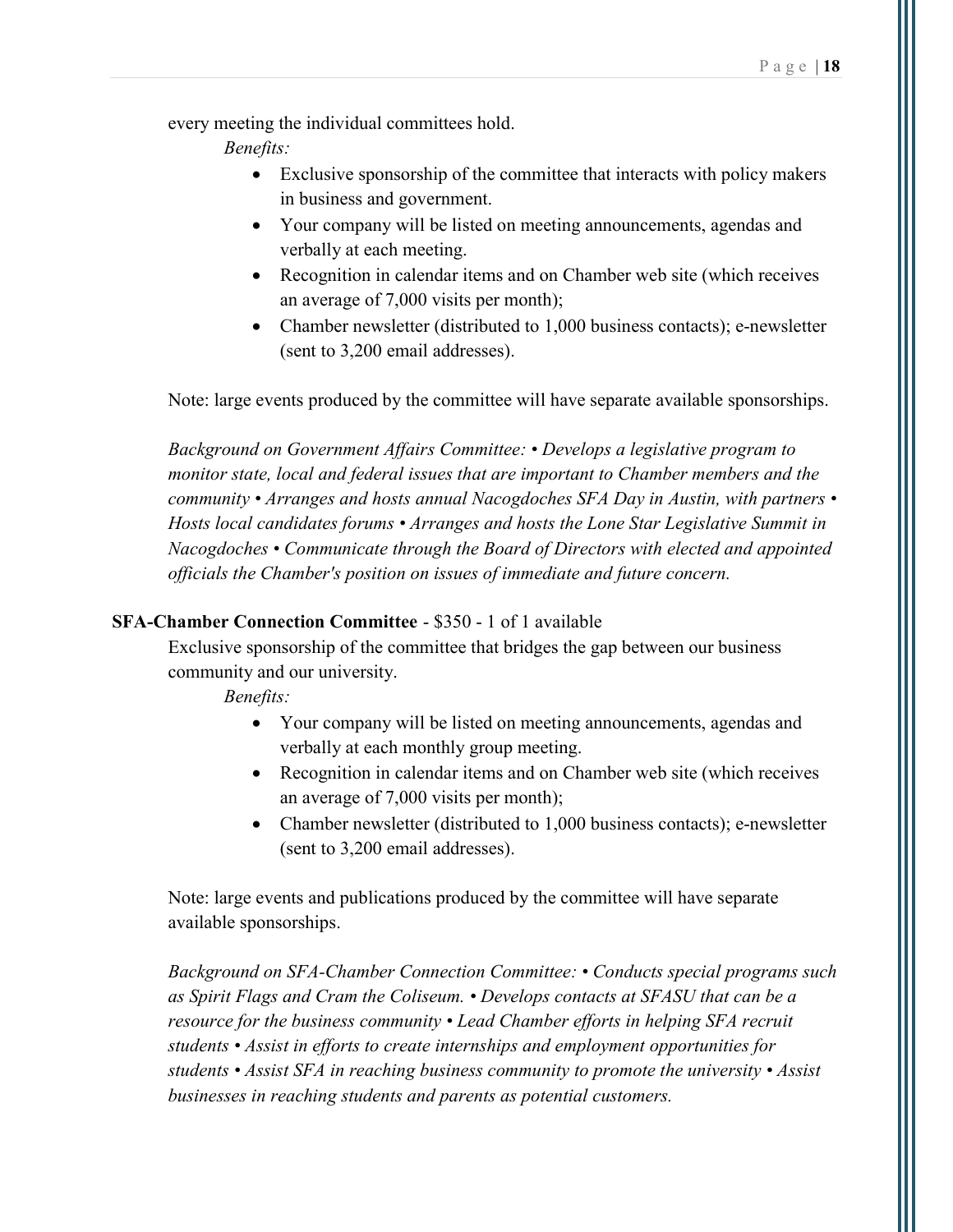every meeting the individual committees hold.

*Benefits:*

- Exclusive sponsorship of the committee that interacts with policy makers in business and government.
- Your company will be listed on meeting announcements, agendas and verbally at each meeting.
- Recognition in calendar items and on Chamber web site (which receives an average of 7,000 visits per month);
- Chamber newsletter (distributed to 1,000 business contacts); e-newsletter (sent to 3,200 email addresses).

Note: large events produced by the committee will have separate available sponsorships.

*Background on Government Affairs Committee: • Develops a legislative program to monitor state, local and federal issues that are important to Chamber members and the community • Arranges and hosts annual Nacogdoches SFA Day in Austin, with partners • Hosts local candidates forums • Arranges and hosts the Lone Star Legislative Summit in Nacogdoches • Communicate through the Board of Directors with elected and appointed officials the Chamber's position on issues of immediate and future concern.*

**SFA-Chamber Connection Committee** - $350 - 1 of 1 available

Exclusive sponsorship of the committee that bridges the gap between our business community and our university.

*Benefits:*

- Your company will be listed on meeting announcements, agendas and verbally at each monthly group meeting.
- Recognition in calendar items and on Chamber web site (which receives an average of 7,000 visits per month);
- Chamber newsletter (distributed to 1,000 business contacts); e-newsletter (sent to 3,200 email addresses).

Note: large events and publications produced by the committee will have separate available sponsorships.

*Background on SFA-Chamber Connection Committee: • Conducts special programs such as Spirit Flags and Cram the Coliseum. • Develops contacts at SFASU that can be a resource for the business community • Lead Chamber efforts in helping SFA recruit students • Assist in efforts to create internships and employment opportunities for students • Assist SFA in reaching business community to promote the university • Assist businesses in reaching students and parents as potential customers.*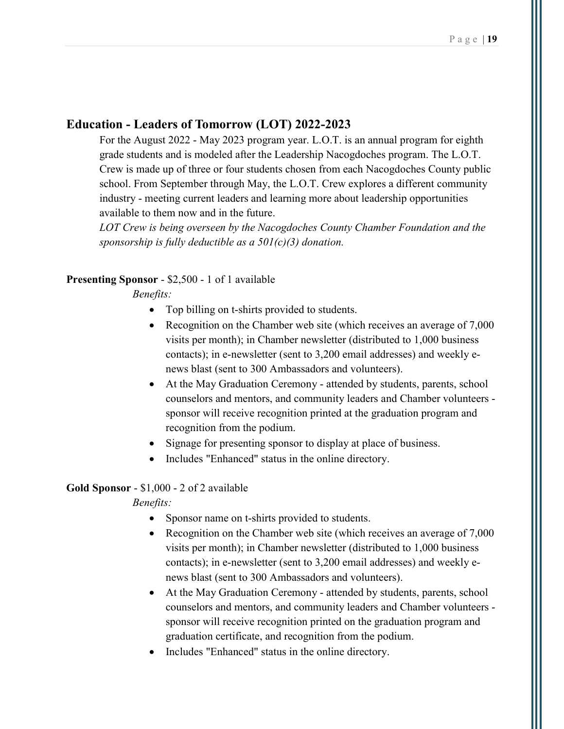## Education - Leaders of Tomorrow (LOT) 2022-2023

For the August 2022 - May 2023 program year. L.O.T. is an annual program for eighth grade students and is modeled after the Leadership Nacogdoches program. The L.O.T. Crew is made up of three or four students chosen from each Nacogdoches County public school. From September through May, the L.O.T. Crew explores a different community industry - meeting current leaders and learning more about leadership opportunities available to them now and in the future.

*LOT Crew is being overseen by the Nacogdoches County Chamber Foundation and the sponsorship is fully deductible as a 501(c)(3) donation.*

**Presenting Sponsor** - $2,500 - 1 of 1 available

*Benefits:*

- Top billing on t-shirts provided to students.
- Recognition on the Chamber web site (which receives an average of 7,000 visits per month); in Chamber newsletter (distributed to 1,000 business contacts); in e-newsletter (sent to 3,200 email addresses) and weekly e-news blast (sent to 300 Ambassadors and volunteers).
- At the May Graduation Ceremony - attended by students, parents, school counselors and mentors, and community leaders and Chamber volunteers - sponsor will receive recognition printed at the graduation program and recognition from the podium.
- Signage for presenting sponsor to display at place of business.
- Includes "Enhanced" status in the online directory.

**Gold Sponsor** - $1,000 - 2 of 2 available

*Benefits:*

- Sponsor name on t-shirts provided to students.
- Recognition on the Chamber web site (which receives an average of 7,000 visits per month); in Chamber newsletter (distributed to 1,000 business contacts); in e-newsletter (sent to 3,200 email addresses) and weekly e-news blast (sent to 300 Ambassadors and volunteers).
- At the May Graduation Ceremony - attended by students, parents, school counselors and mentors, and community leaders and Chamber volunteers - sponsor will receive recognition printed on the graduation program and graduation certificate, and recognition from the podium.
- Includes "Enhanced" status in the online directory.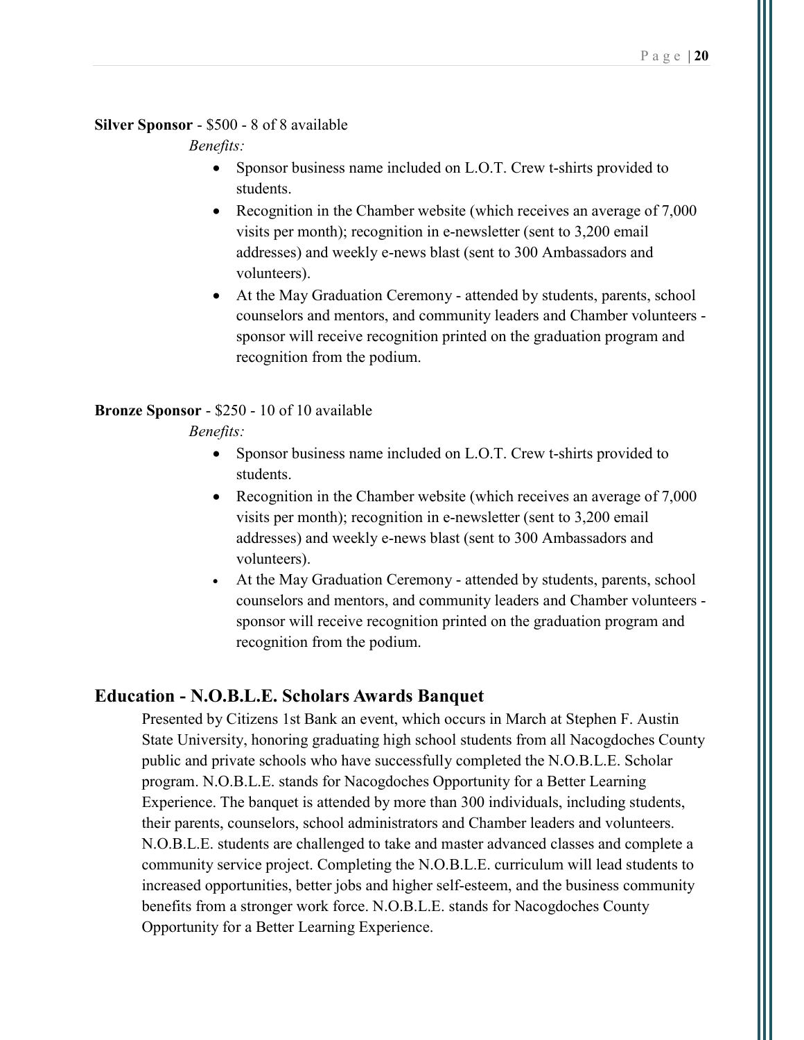**Silver Sponsor** - $500 - 8 of 8 available

*Benefits:*

- Sponsor business name included on L.O.T. Crew t-shirts provided to students.
- Recognition in the Chamber website (which receives an average of 7,000 visits per month); recognition in e-newsletter (sent to 3,200 email addresses) and weekly e-news blast (sent to 300 Ambassadors and volunteers).
- At the May Graduation Ceremony - attended by students, parents, school counselors and mentors, and community leaders and Chamber volunteers - sponsor will receive recognition printed on the graduation program and recognition from the podium.

**Bronze Sponsor** - $250 - 10 of 10 available

*Benefits:*

- Sponsor business name included on L.O.T. Crew t-shirts provided to students.
- Recognition in the Chamber website (which receives an average of 7,000 visits per month); recognition in e-newsletter (sent to 3,200 email addresses) and weekly e-news blast (sent to 300 Ambassadors and volunteers).
- At the May Graduation Ceremony - attended by students, parents, school counselors and mentors, and community leaders and Chamber volunteers - sponsor will receive recognition printed on the graduation program and recognition from the podium.

## Education - N.O.B.L.E. Scholars Awards Banquet

Presented by Citizens 1st Bank an event, which occurs in March at Stephen F. Austin State University, honoring graduating high school students from all Nacogdoches County public and private schools who have successfully completed the N.O.B.L.E. Scholar program. N.O.B.L.E. stands for Nacogdoches Opportunity for a Better Learning Experience. The banquet is attended by more than 300 individuals, including students, their parents, counselors, school administrators and Chamber leaders and volunteers. N.O.B.L.E. students are challenged to take and master advanced classes and complete a community service project. Completing the N.O.B.L.E. curriculum will lead students to increased opportunities, better jobs and higher self-esteem, and the business community benefits from a stronger work force. N.O.B.L.E. stands for Nacogdoches County Opportunity for a Better Learning Experience.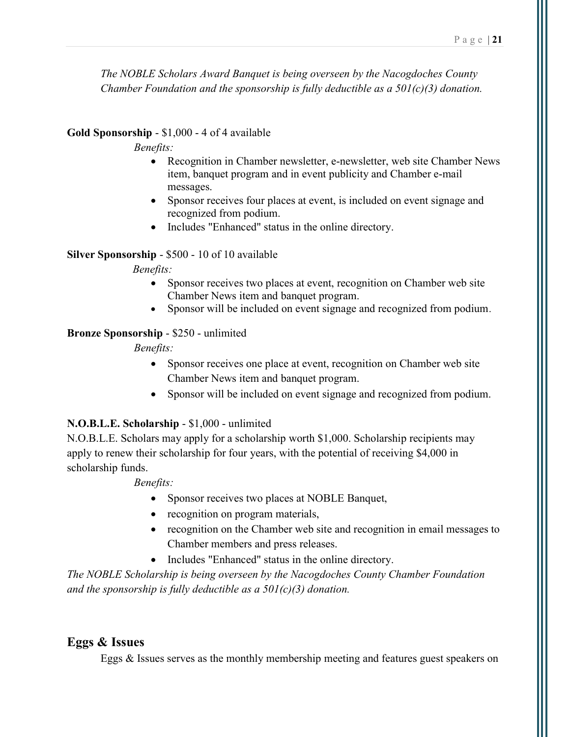*The NOBLE Scholars Award Banquet is being overseen by the Nacogdoches County Chamber Foundation and the sponsorship is fully deductible as a 501(c)(3) donation.*

**Gold Sponsorship** - $1,000 - 4 of 4 available

*Benefits:*

- Recognition in Chamber newsletter, e-newsletter, web site Chamber News item, banquet program and in event publicity and Chamber e-mail messages.
- Sponsor receives four places at event, is included on event signage and recognized from podium.
- Includes "Enhanced" status in the online directory.

**Silver Sponsorship** - $500 - 10 of 10 available

*Benefits:*

- Sponsor receives two places at event, recognition on Chamber web site Chamber News item and banquet program.
- Sponsor will be included on event signage and recognized from podium.

**Bronze Sponsorship** - $250 - unlimited

*Benefits:*

- Sponsor receives one place at event, recognition on Chamber web site Chamber News item and banquet program.
- Sponsor will be included on event signage and recognized from podium.

**N.O.B.L.E. Scholarship** - $1,000 - unlimited

N.O.B.L.E. Scholars may apply for a scholarship worth $1,000. Scholarship recipients may apply to renew their scholarship for four years, with the potential of receiving $4,000 in scholarship funds.

*Benefits:*

- Sponsor receives two places at NOBLE Banquet,
- recognition on program materials,
- recognition on the Chamber web site and recognition in email messages to Chamber members and press releases.
- Includes "Enhanced" status in the online directory.

*The NOBLE Scholarship is being overseen by the Nacogdoches County Chamber Foundation and the sponsorship is fully deductible as a 501(c)(3) donation.*

## Eggs & Issues

Eggs & Issues serves as the monthly membership meeting and features guest speakers on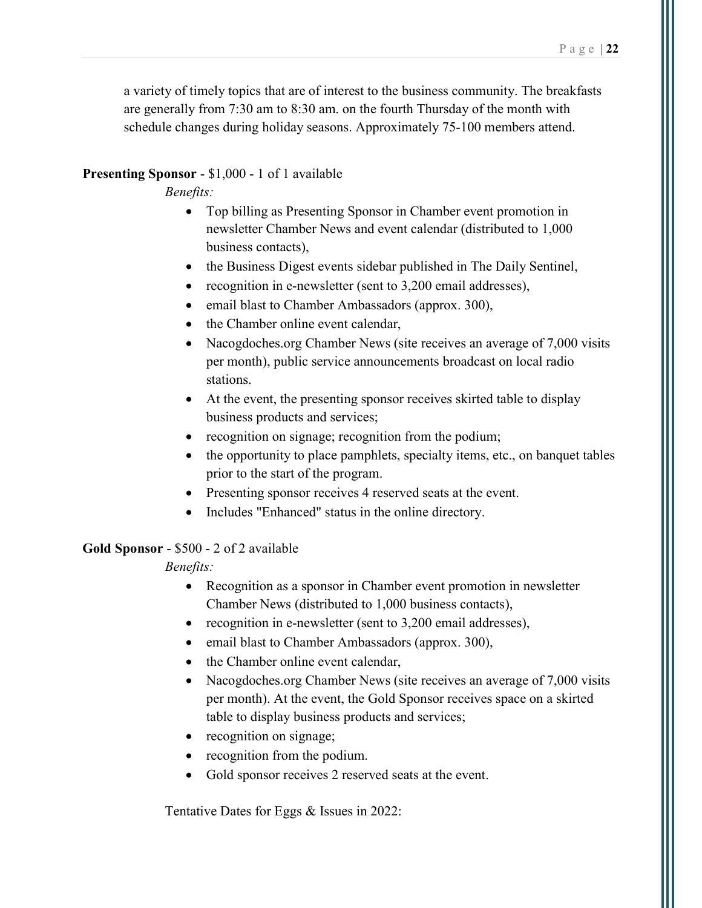a variety of timely topics that are of interest to the business community. The breakfasts are generally from 7:30 am to 8:30 am. on the fourth Thursday of the month with schedule changes during holiday seasons. Approximately 75-100 members attend.

**Presenting Sponsor** - $1,000 - 1 of 1 available

*Benefits:*

- Top billing as Presenting Sponsor in Chamber event promotion in newsletter Chamber News and event calendar (distributed to 1,000 business contacts),
- the Business Digest events sidebar published in The Daily Sentinel,
- recognition in e-newsletter (sent to 3,200 email addresses),
- email blast to Chamber Ambassadors (approx. 300),
- the Chamber online event calendar,
- Nacogdoches.org Chamber News (site receives an average of 7,000 visits per month), public service announcements broadcast on local radio stations.
- At the event, the presenting sponsor receives skirted table to display business products and services;
- recognition on signage; recognition from the podium;
- the opportunity to place pamphlets, specialty items, etc., on banquet tables prior to the start of the program.
- Presenting sponsor receives 4 reserved seats at the event.
- Includes "Enhanced" status in the online directory.

**Gold Sponsor** - $500 - 2 of 2 available

*Benefits:*

- Recognition as a sponsor in Chamber event promotion in newsletter Chamber News (distributed to 1,000 business contacts),
- recognition in e-newsletter (sent to 3,200 email addresses),
- email blast to Chamber Ambassadors (approx. 300),
- the Chamber online event calendar,
- Nacogdoches.org Chamber News (site receives an average of 7,000 visits per month). At the event, the Gold Sponsor receives space on a skirted table to display business products and services;
- recognition on signage;
- recognition from the podium.
- Gold sponsor receives 2 reserved seats at the event.

Tentative Dates for Eggs & Issues in 2022: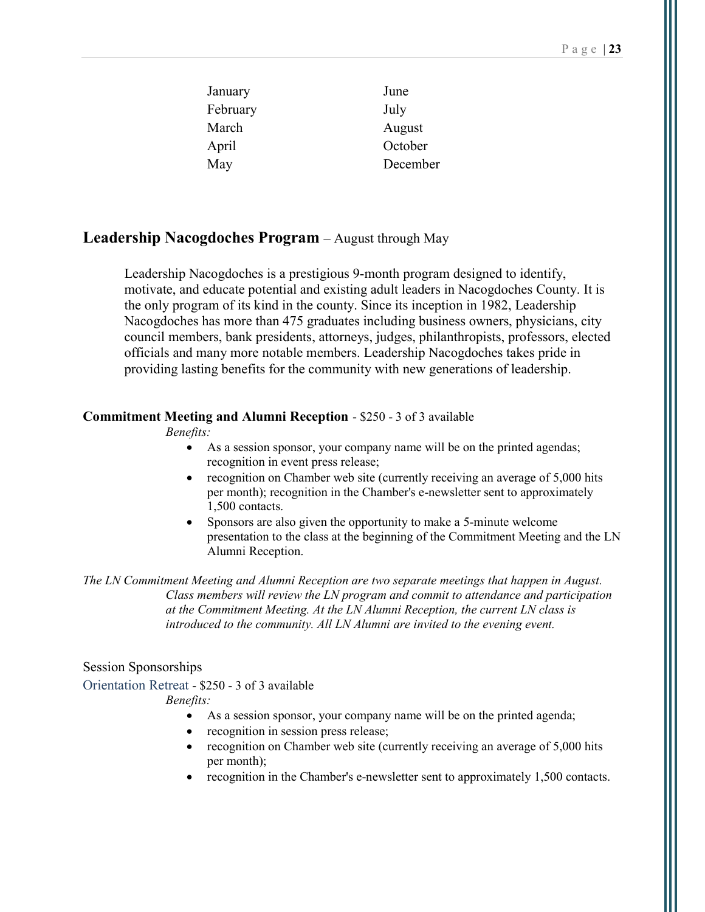| | |
|---|---|
| January | June |
| February | July |
| March | August |
| April | October |
| May | December |

## Leadership Nacogdoches Program – August through May

Leadership Nacogdoches is a prestigious 9-month program designed to identify, motivate, and educate potential and existing adult leaders in Nacogdoches County. It is the only program of its kind in the county. Since its inception in 1982, Leadership Nacogdoches has more than 475 graduates including business owners, physicians, city council members, bank presidents, attorneys, judges, philanthropists, professors, elected officials and many more notable members. Leadership Nacogdoches takes pride in providing lasting benefits for the community with new generations of leadership.

**Commitment Meeting and Alumni Reception** - $250 - 3 of 3 available

*Benefits:*

- As a session sponsor, your company name will be on the printed agendas; recognition in event press release;
- recognition on Chamber web site (currently receiving an average of 5,000 hits per month); recognition in the Chamber's e-newsletter sent to approximately 1,500 contacts.
- Sponsors are also given the opportunity to make a 5-minute welcome presentation to the class at the beginning of the Commitment Meeting and the LN Alumni Reception.

*The LN Commitment Meeting and Alumni Reception are two separate meetings that happen in August. Class members will review the LN program and commit to attendance and participation at the Commitment Meeting. At the LN Alumni Reception, the current LN class is introduced to the community. All LN Alumni are invited to the evening event.*

### Session Sponsorships

Orientation Retreat - $250 - 3 of 3 available

*Benefits:*

- As a session sponsor, your company name will be on the printed agenda;
- recognition in session press release;
- recognition on Chamber web site (currently receiving an average of 5,000 hits per month);
- recognition in the Chamber's e-newsletter sent to approximately 1,500 contacts.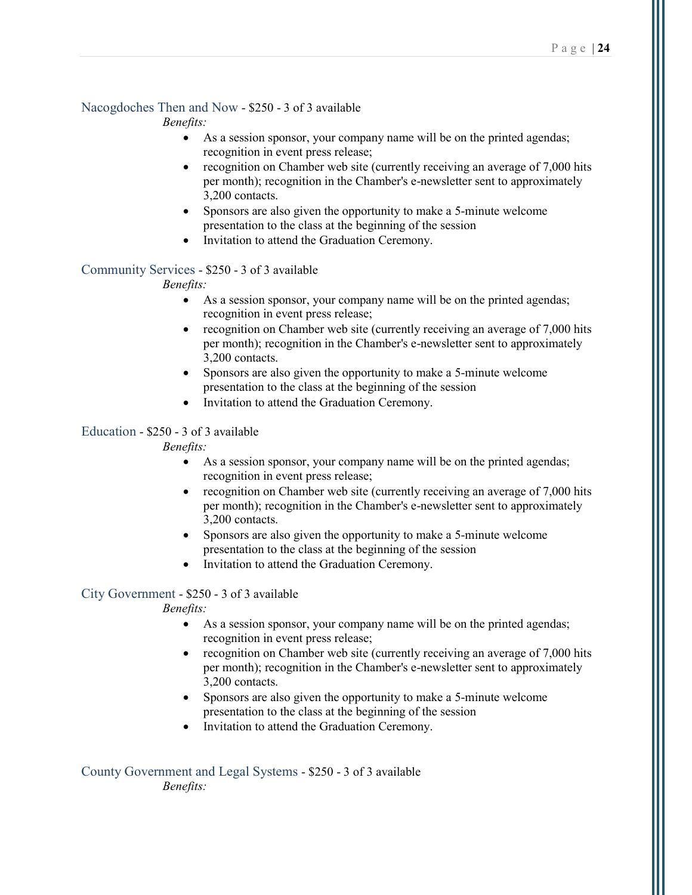### Nacogdoches Then and Now - $250 - 3 of 3 available

*Benefits:*

- As a session sponsor, your company name will be on the printed agendas; recognition in event press release;
- recognition on Chamber web site (currently receiving an average of 7,000 hits per month); recognition in the Chamber's e-newsletter sent to approximately 3,200 contacts.
- Sponsors are also given the opportunity to make a 5-minute welcome presentation to the class at the beginning of the session
- Invitation to attend the Graduation Ceremony.

### Community Services - $250 - 3 of 3 available

*Benefits:*

- As a session sponsor, your company name will be on the printed agendas; recognition in event press release;
- recognition on Chamber web site (currently receiving an average of 7,000 hits per month); recognition in the Chamber's e-newsletter sent to approximately 3,200 contacts.
- Sponsors are also given the opportunity to make a 5-minute welcome presentation to the class at the beginning of the session
- Invitation to attend the Graduation Ceremony.

### Education - $250 - 3 of 3 available

*Benefits:*

- As a session sponsor, your company name will be on the printed agendas; recognition in event press release;
- recognition on Chamber web site (currently receiving an average of 7,000 hits per month); recognition in the Chamber's e-newsletter sent to approximately 3,200 contacts.
- Sponsors are also given the opportunity to make a 5-minute welcome presentation to the class at the beginning of the session
- Invitation to attend the Graduation Ceremony.

### City Government - $250 - 3 of 3 available

*Benefits:*

- As a session sponsor, your company name will be on the printed agendas; recognition in event press release;
- recognition on Chamber web site (currently receiving an average of 7,000 hits per month); recognition in the Chamber's e-newsletter sent to approximately 3,200 contacts.
- Sponsors are also given the opportunity to make a 5-minute welcome presentation to the class at the beginning of the session
- Invitation to attend the Graduation Ceremony.

### County Government and Legal Systems - $250 - 3 of 3 available

*Benefits:*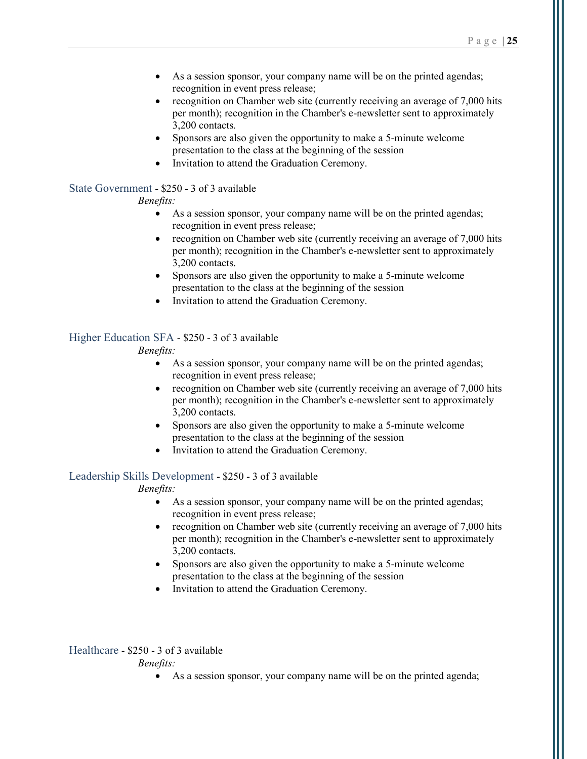- As a session sponsor, your company name will be on the printed agendas; recognition in event press release;
- recognition on Chamber web site (currently receiving an average of 7,000 hits per month); recognition in the Chamber's e-newsletter sent to approximately 3,200 contacts.
- Sponsors are also given the opportunity to make a 5-minute welcome presentation to the class at the beginning of the session
- Invitation to attend the Graduation Ceremony.

State Government - $250 - 3 of 3 available

*Benefits:*

- As a session sponsor, your company name will be on the printed agendas; recognition in event press release;
- recognition on Chamber web site (currently receiving an average of 7,000 hits per month); recognition in the Chamber's e-newsletter sent to approximately 3,200 contacts.
- Sponsors are also given the opportunity to make a 5-minute welcome presentation to the class at the beginning of the session
- Invitation to attend the Graduation Ceremony.

Higher Education SFA - $250 - 3 of 3 available

*Benefits:*

- As a session sponsor, your company name will be on the printed agendas; recognition in event press release;
- recognition on Chamber web site (currently receiving an average of 7,000 hits per month); recognition in the Chamber's e-newsletter sent to approximately 3,200 contacts.
- Sponsors are also given the opportunity to make a 5-minute welcome presentation to the class at the beginning of the session
- Invitation to attend the Graduation Ceremony.

Leadership Skills Development - $250 - 3 of 3 available

*Benefits:*

- As a session sponsor, your company name will be on the printed agendas; recognition in event press release;
- recognition on Chamber web site (currently receiving an average of 7,000 hits per month); recognition in the Chamber's e-newsletter sent to approximately 3,200 contacts.
- Sponsors are also given the opportunity to make a 5-minute welcome presentation to the class at the beginning of the session
- Invitation to attend the Graduation Ceremony.

Healthcare - $250 - 3 of 3 available

*Benefits:*

- As a session sponsor, your company name will be on the printed agenda;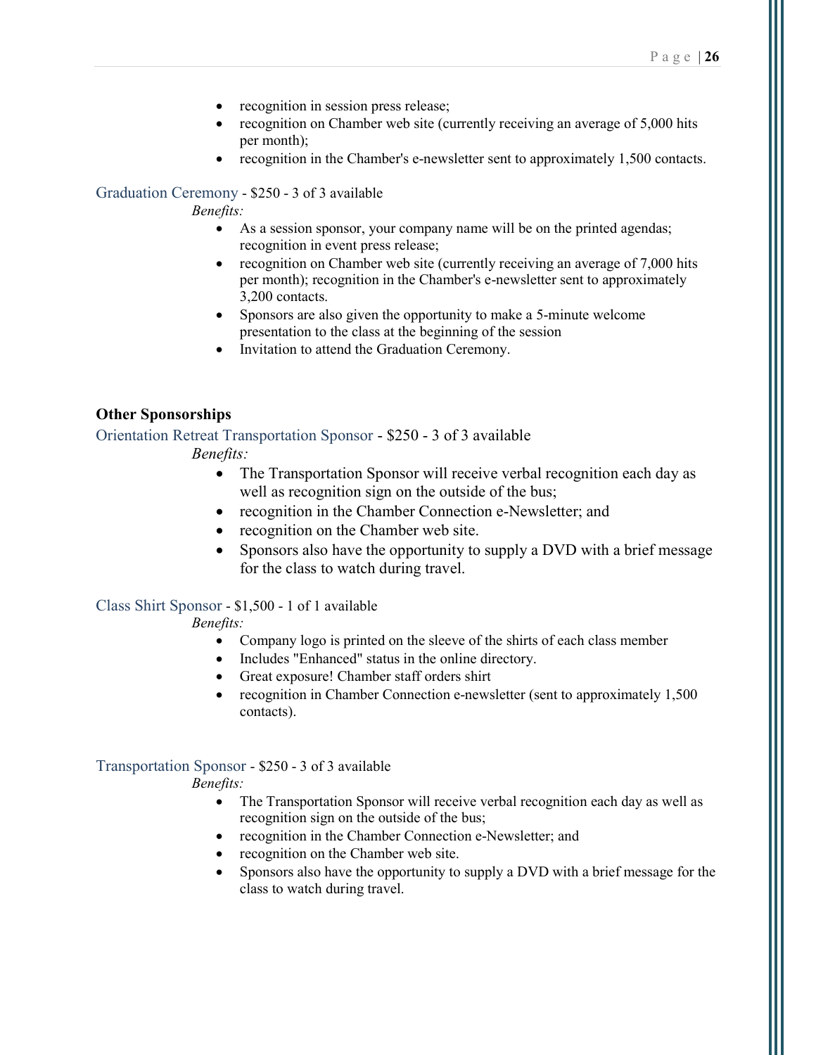- recognition in session press release;
- recognition on Chamber web site (currently receiving an average of 5,000 hits per month);
- recognition in the Chamber's e-newsletter sent to approximately 1,500 contacts.

Graduation Ceremony - $250 - 3 of 3 available

*Benefits:*

- As a session sponsor, your company name will be on the printed agendas; recognition in event press release;
- recognition on Chamber web site (currently receiving an average of 7,000 hits per month); recognition in the Chamber's e-newsletter sent to approximately 3,200 contacts.
- Sponsors are also given the opportunity to make a 5-minute welcome presentation to the class at the beginning of the session
- Invitation to attend the Graduation Ceremony.

**Other Sponsorships**

Orientation Retreat Transportation Sponsor - $250 - 3 of 3 available

*Benefits:*

- The Transportation Sponsor will receive verbal recognition each day as well as recognition sign on the outside of the bus;
- recognition in the Chamber Connection e-Newsletter; and
- recognition on the Chamber web site.
- Sponsors also have the opportunity to supply a DVD with a brief message for the class to watch during travel.

Class Shirt Sponsor - $1,500 - 1 of 1 available

*Benefits:*

- Company logo is printed on the sleeve of the shirts of each class member
- Includes "Enhanced" status in the online directory.
- Great exposure! Chamber staff orders shirt
- recognition in Chamber Connection e-newsletter (sent to approximately 1,500 contacts).

Transportation Sponsor - $250 - 3 of 3 available

*Benefits:*

- The Transportation Sponsor will receive verbal recognition each day as well as recognition sign on the outside of the bus;
- recognition in the Chamber Connection e-Newsletter; and
- recognition on the Chamber web site.
- Sponsors also have the opportunity to supply a DVD with a brief message for the class to watch during travel.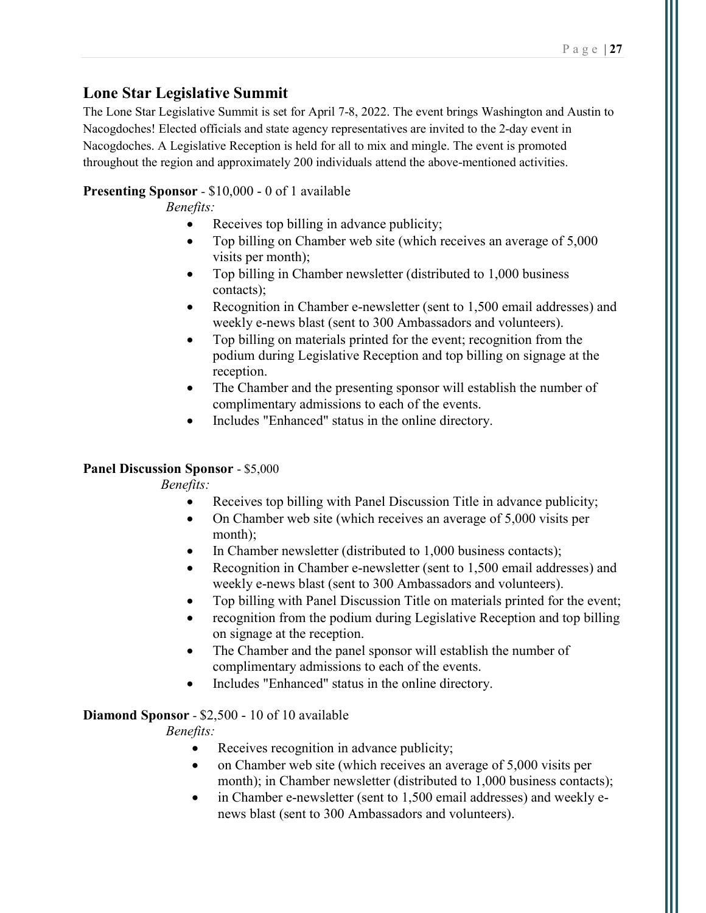## Lone Star Legislative Summit

The Lone Star Legislative Summit is set for April 7-8, 2022. The event brings Washington and Austin to Nacogdoches! Elected officials and state agency representatives are invited to the 2-day event in Nacogdoches. A Legislative Reception is held for all to mix and mingle. The event is promoted throughout the region and approximately 200 individuals attend the above-mentioned activities.

**Presenting Sponsor** - $10,000 - 0 of 1 available

*Benefits:*

- Receives top billing in advance publicity;
- Top billing on Chamber web site (which receives an average of 5,000 visits per month);
- Top billing in Chamber newsletter (distributed to 1,000 business contacts);
- Recognition in Chamber e-newsletter (sent to 1,500 email addresses) and weekly e-news blast (sent to 300 Ambassadors and volunteers).
- Top billing on materials printed for the event; recognition from the podium during Legislative Reception and top billing on signage at the reception.
- The Chamber and the presenting sponsor will establish the number of complimentary admissions to each of the events.
- Includes "Enhanced" status in the online directory.

**Panel Discussion Sponsor** - $5,000

*Benefits:*

- Receives top billing with Panel Discussion Title in advance publicity;
- On Chamber web site (which receives an average of 5,000 visits per month);
- In Chamber newsletter (distributed to 1,000 business contacts);
- Recognition in Chamber e-newsletter (sent to 1,500 email addresses) and weekly e-news blast (sent to 300 Ambassadors and volunteers).
- Top billing with Panel Discussion Title on materials printed for the event;
- recognition from the podium during Legislative Reception and top billing on signage at the reception.
- The Chamber and the panel sponsor will establish the number of complimentary admissions to each of the events.
- Includes "Enhanced" status in the online directory.

**Diamond Sponsor** - $2,500 - 10 of 10 available

*Benefits:*

- Receives recognition in advance publicity;
- on Chamber web site (which receives an average of 5,000 visits per month); in Chamber newsletter (distributed to 1,000 business contacts);
- in Chamber e-newsletter (sent to 1,500 email addresses) and weekly e-news blast (sent to 300 Ambassadors and volunteers).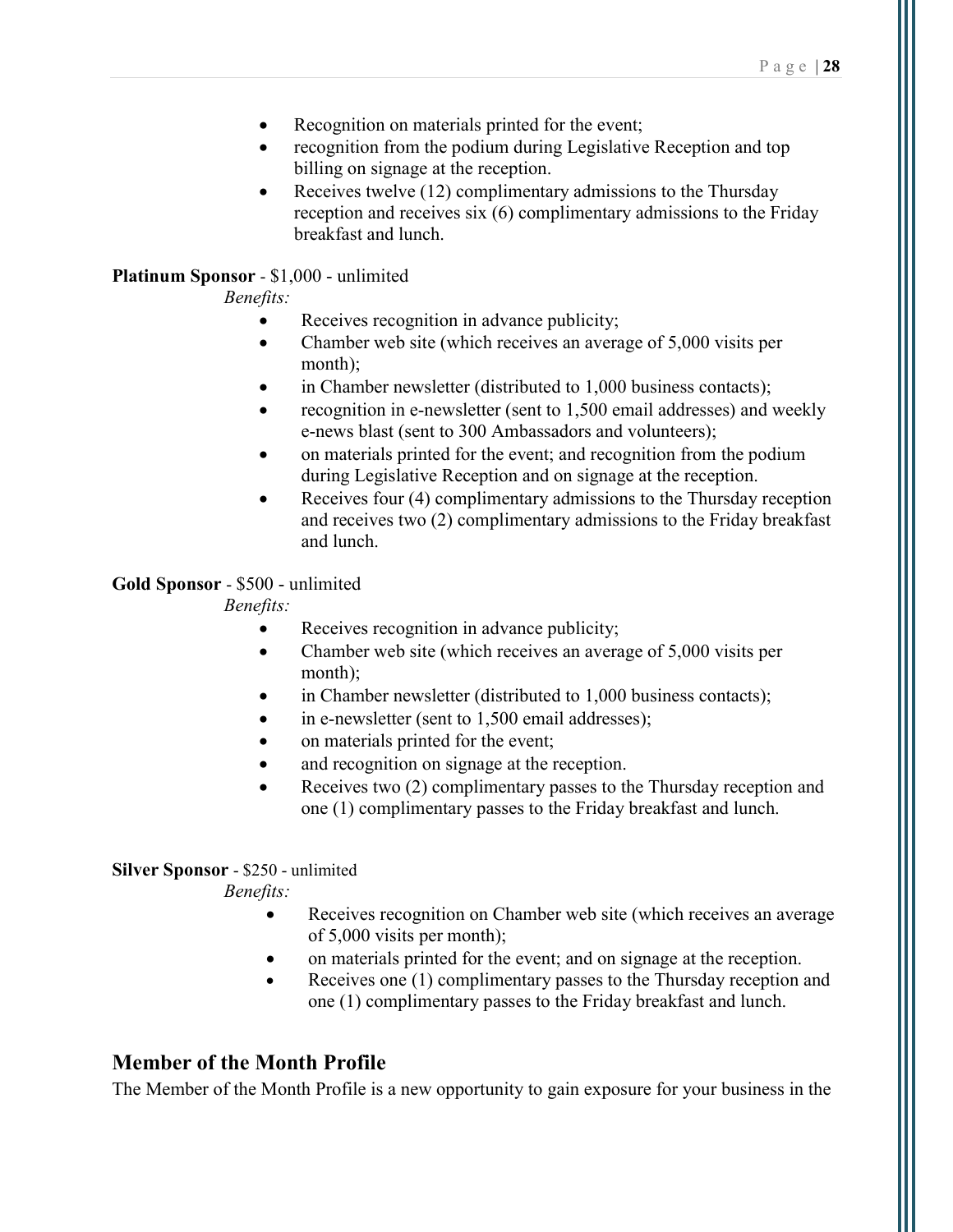- Recognition on materials printed for the event;
- recognition from the podium during Legislative Reception and top billing on signage at the reception.
- Receives twelve (12) complimentary admissions to the Thursday reception and receives six (6) complimentary admissions to the Friday breakfast and lunch.

**Platinum Sponsor** - $1,000 - unlimited

*Benefits:*

- Receives recognition in advance publicity;
- Chamber web site (which receives an average of 5,000 visits per month);
- in Chamber newsletter (distributed to 1,000 business contacts);
- recognition in e-newsletter (sent to 1,500 email addresses) and weekly e-news blast (sent to 300 Ambassadors and volunteers);
- on materials printed for the event; and recognition from the podium during Legislative Reception and on signage at the reception.
- Receives four (4) complimentary admissions to the Thursday reception and receives two (2) complimentary admissions to the Friday breakfast and lunch.

**Gold Sponsor** - $500 - unlimited

*Benefits:*

- Receives recognition in advance publicity;
- Chamber web site (which receives an average of 5,000 visits per month);
- in Chamber newsletter (distributed to 1,000 business contacts);
- in e-newsletter (sent to 1,500 email addresses);
- on materials printed for the event;
- and recognition on signage at the reception.
- Receives two (2) complimentary passes to the Thursday reception and one (1) complimentary passes to the Friday breakfast and lunch.

**Silver Sponsor** - $250 - unlimited

*Benefits:*

- Receives recognition on Chamber web site (which receives an average of 5,000 visits per month);
- on materials printed for the event; and on signage at the reception.
- Receives one (1) complimentary passes to the Thursday reception and one (1) complimentary passes to the Friday breakfast and lunch.

## Member of the Month Profile

The Member of the Month Profile is a new opportunity to gain exposure for your business in the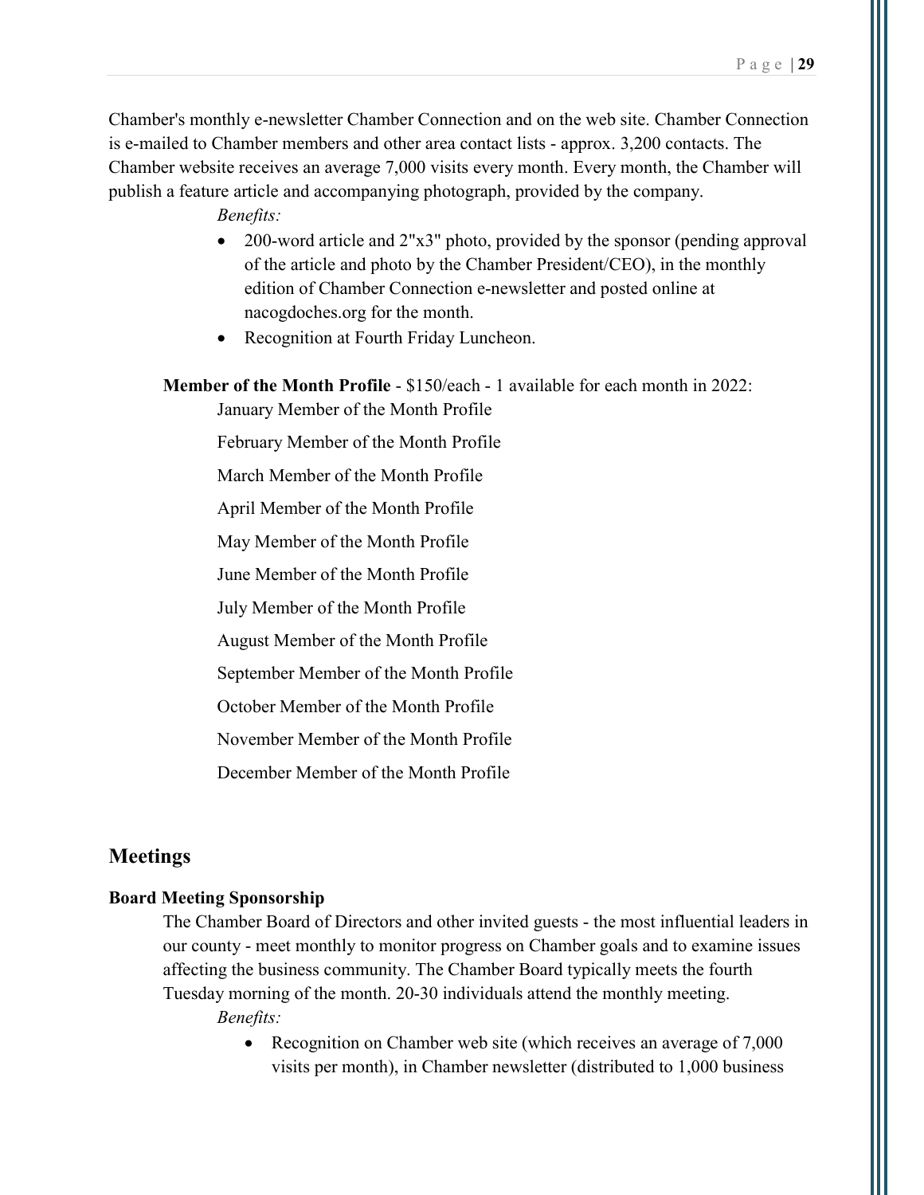Chamber's monthly e-newsletter Chamber Connection and on the web site. Chamber Connection is e-mailed to Chamber members and other area contact lists - approx. 3,200 contacts. The Chamber website receives an average 7,000 visits every month. Every month, the Chamber will publish a feature article and accompanying photograph, provided by the company.

*Benefits:*

- 200-word article and 2"x3" photo, provided by the sponsor (pending approval of the article and photo by the Chamber President/CEO), in the monthly edition of Chamber Connection e-newsletter and posted online at nacogdoches.org for the month.
- Recognition at Fourth Friday Luncheon.

**Member of the Month Profile** - $150/each - 1 available for each month in 2022:

January Member of the Month Profile

February Member of the Month Profile

March Member of the Month Profile

April Member of the Month Profile

May Member of the Month Profile

June Member of the Month Profile

July Member of the Month Profile

August Member of the Month Profile

September Member of the Month Profile

October Member of the Month Profile

November Member of the Month Profile

December Member of the Month Profile

## Meetings

**Board Meeting Sponsorship**

The Chamber Board of Directors and other invited guests - the most influential leaders in our county - meet monthly to monitor progress on Chamber goals and to examine issues affecting the business community. The Chamber Board typically meets the fourth Tuesday morning of the month. 20-30 individuals attend the monthly meeting.

*Benefits:*

- Recognition on Chamber web site (which receives an average of 7,000 visits per month), in Chamber newsletter (distributed to 1,000 business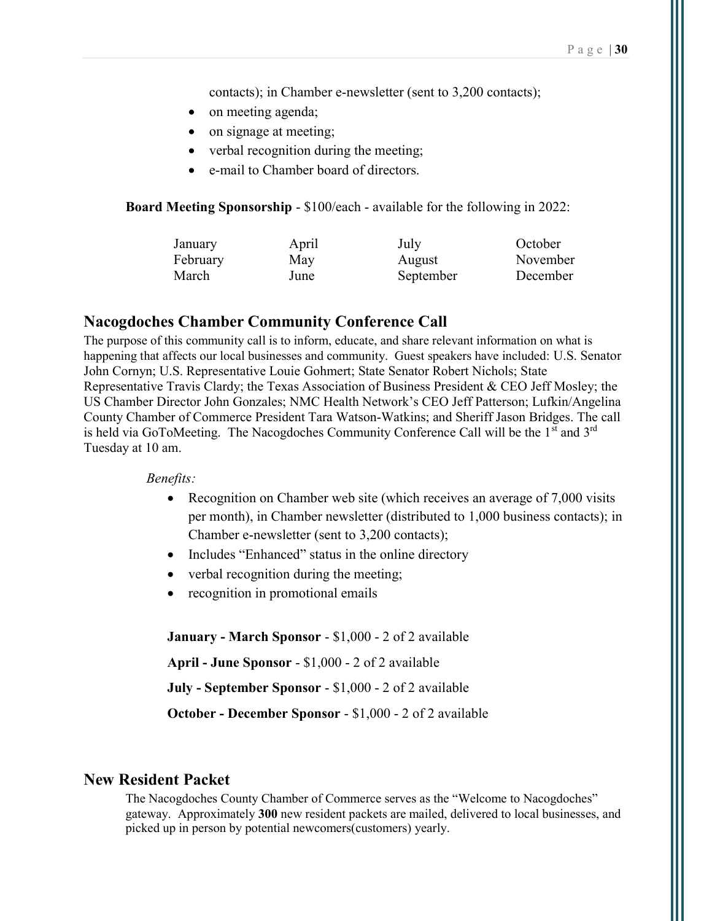contacts); in Chamber e-newsletter (sent to 3,200 contacts);

- on meeting agenda;
- on signage at meeting;
- verbal recognition during the meeting;
- e-mail to Chamber board of directors.

**Board Meeting Sponsorship** - $100/each - available for the following in 2022:

| | | | |
|---|---|---|---|
| January | April | July | October |
| February | May | August | November |
| March | June | September | December |

## Nacogdoches Chamber Community Conference Call

The purpose of this community call is to inform, educate, and share relevant information on what is happening that affects our local businesses and community. Guest speakers have included: U.S. Senator John Cornyn; U.S. Representative Louie Gohmert; State Senator Robert Nichols; State Representative Travis Clardy; the Texas Association of Business President & CEO Jeff Mosley; the US Chamber Director John Gonzales; NMC Health Network's CEO Jeff Patterson; Lufkin/Angelina County Chamber of Commerce President Tara Watson-Watkins; and Sheriff Jason Bridges. The call is held via GoToMeeting. The Nacogdoches Community Conference Call will be the 1st and 3rd Tuesday at 10 am.

*Benefits:*

- Recognition on Chamber web site (which receives an average of 7,000 visits per month), in Chamber newsletter (distributed to 1,000 business contacts); in Chamber e-newsletter (sent to 3,200 contacts);
- Includes "Enhanced" status in the online directory
- verbal recognition during the meeting;
- recognition in promotional emails

**January - March Sponsor** - $1,000 - 2 of 2 available

**April - June Sponsor** - $1,000 - 2 of 2 available

**July - September Sponsor** - $1,000 - 2 of 2 available

**October - December Sponsor** - $1,000 - 2 of 2 available

## New Resident Packet

The Nacogdoches County Chamber of Commerce serves as the "Welcome to Nacogdoches" gateway. Approximately **300** new resident packets are mailed, delivered to local businesses, and picked up in person by potential newcomers(customers) yearly.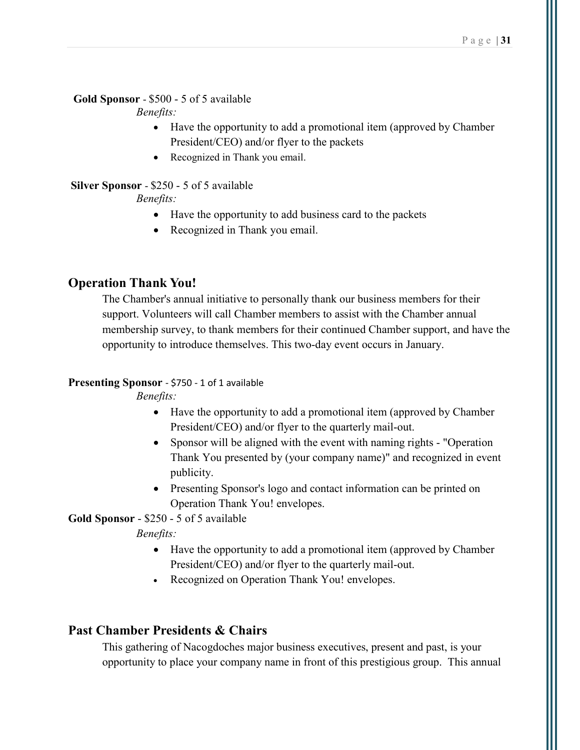**Gold Sponsor** - $500 - 5 of 5 available

*Benefits:*

- Have the opportunity to add a promotional item (approved by Chamber President/CEO) and/or flyer to the packets
- Recognized in Thank you email.

**Silver Sponsor** - $250 - 5 of 5 available

*Benefits:*

- Have the opportunity to add business card to the packets
- Recognized in Thank you email.

## Operation Thank You!

The Chamber's annual initiative to personally thank our business members for their support. Volunteers will call Chamber members to assist with the Chamber annual membership survey, to thank members for their continued Chamber support, and have the opportunity to introduce themselves. This two-day event occurs in January.

**Presenting Sponsor** - $750 - 1 of 1 available

*Benefits:*

- Have the opportunity to add a promotional item (approved by Chamber President/CEO) and/or flyer to the quarterly mail-out.
- Sponsor will be aligned with the event with naming rights - "Operation Thank You presented by (your company name)" and recognized in event publicity.
- Presenting Sponsor's logo and contact information can be printed on Operation Thank You! envelopes.

**Gold Sponsor** - $250 - 5 of 5 available

*Benefits:*

- Have the opportunity to add a promotional item (approved by Chamber President/CEO) and/or flyer to the quarterly mail-out.
- Recognized on Operation Thank You! envelopes.

## Past Chamber Presidents & Chairs

This gathering of Nacogdoches major business executives, present and past, is your opportunity to place your company name in front of this prestigious group. This annual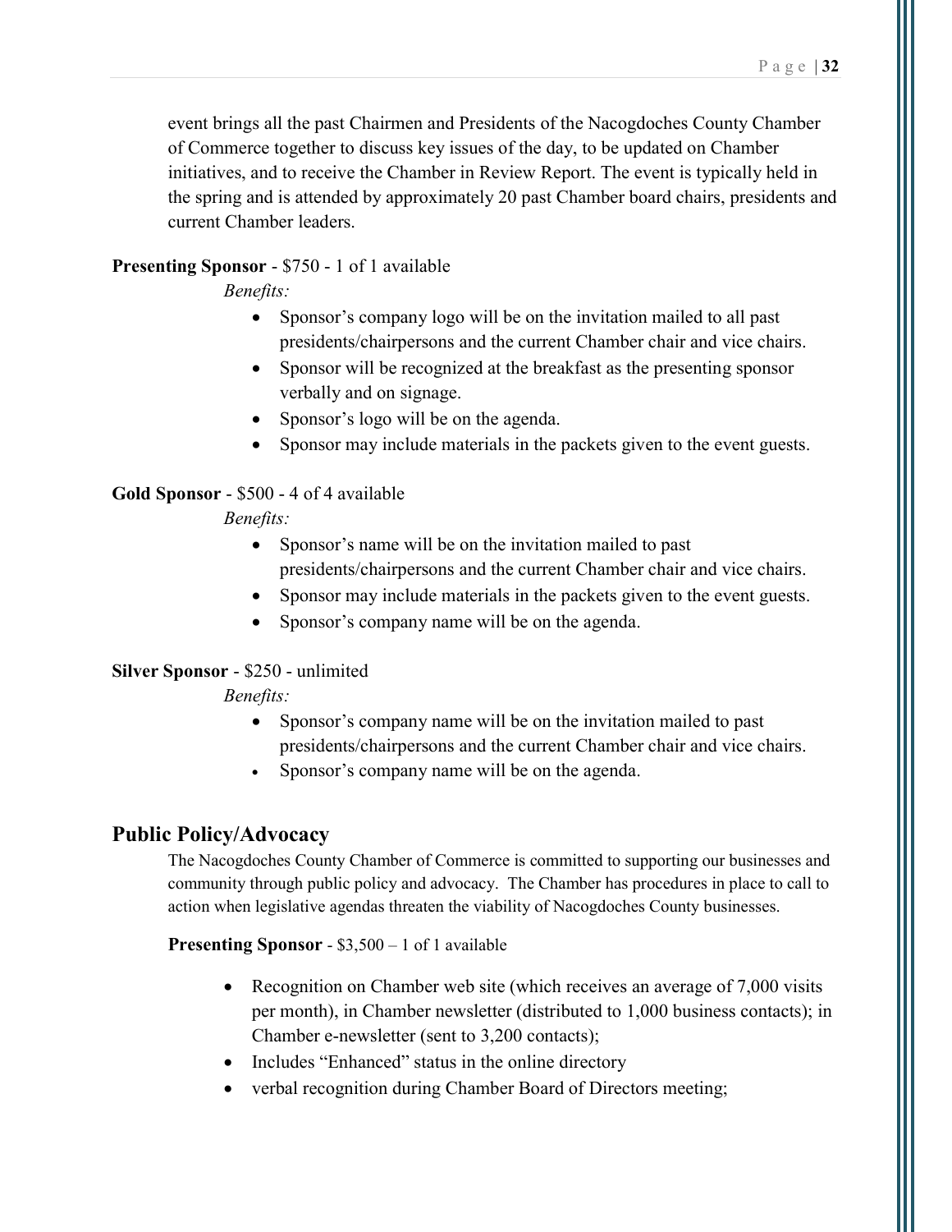event brings all the past Chairmen and Presidents of the Nacogdoches County Chamber of Commerce together to discuss key issues of the day, to be updated on Chamber initiatives, and to receive the Chamber in Review Report. The event is typically held in the spring and is attended by approximately 20 past Chamber board chairs, presidents and current Chamber leaders.

**Presenting Sponsor** - $750 - 1 of 1 available

*Benefits:*

- Sponsor's company logo will be on the invitation mailed to all past presidents/chairpersons and the current Chamber chair and vice chairs.
- Sponsor will be recognized at the breakfast as the presenting sponsor verbally and on signage.
- Sponsor's logo will be on the agenda.
- Sponsor may include materials in the packets given to the event guests.

**Gold Sponsor** - $500 - 4 of 4 available

*Benefits:*

- Sponsor's name will be on the invitation mailed to past presidents/chairpersons and the current Chamber chair and vice chairs.
- Sponsor may include materials in the packets given to the event guests.
- Sponsor's company name will be on the agenda.

**Silver Sponsor** - $250 - unlimited

*Benefits:*

- Sponsor's company name will be on the invitation mailed to past presidents/chairpersons and the current Chamber chair and vice chairs.
- Sponsor's company name will be on the agenda.

## Public Policy/Advocacy

The Nacogdoches County Chamber of Commerce is committed to supporting our businesses and community through public policy and advocacy. The Chamber has procedures in place to call to action when legislative agendas threaten the viability of Nacogdoches County businesses.

**Presenting Sponsor** - $3,500 – 1 of 1 available

- Recognition on Chamber web site (which receives an average of 7,000 visits per month), in Chamber newsletter (distributed to 1,000 business contacts); in Chamber e-newsletter (sent to 3,200 contacts);
- Includes "Enhanced" status in the online directory
- verbal recognition during Chamber Board of Directors meeting;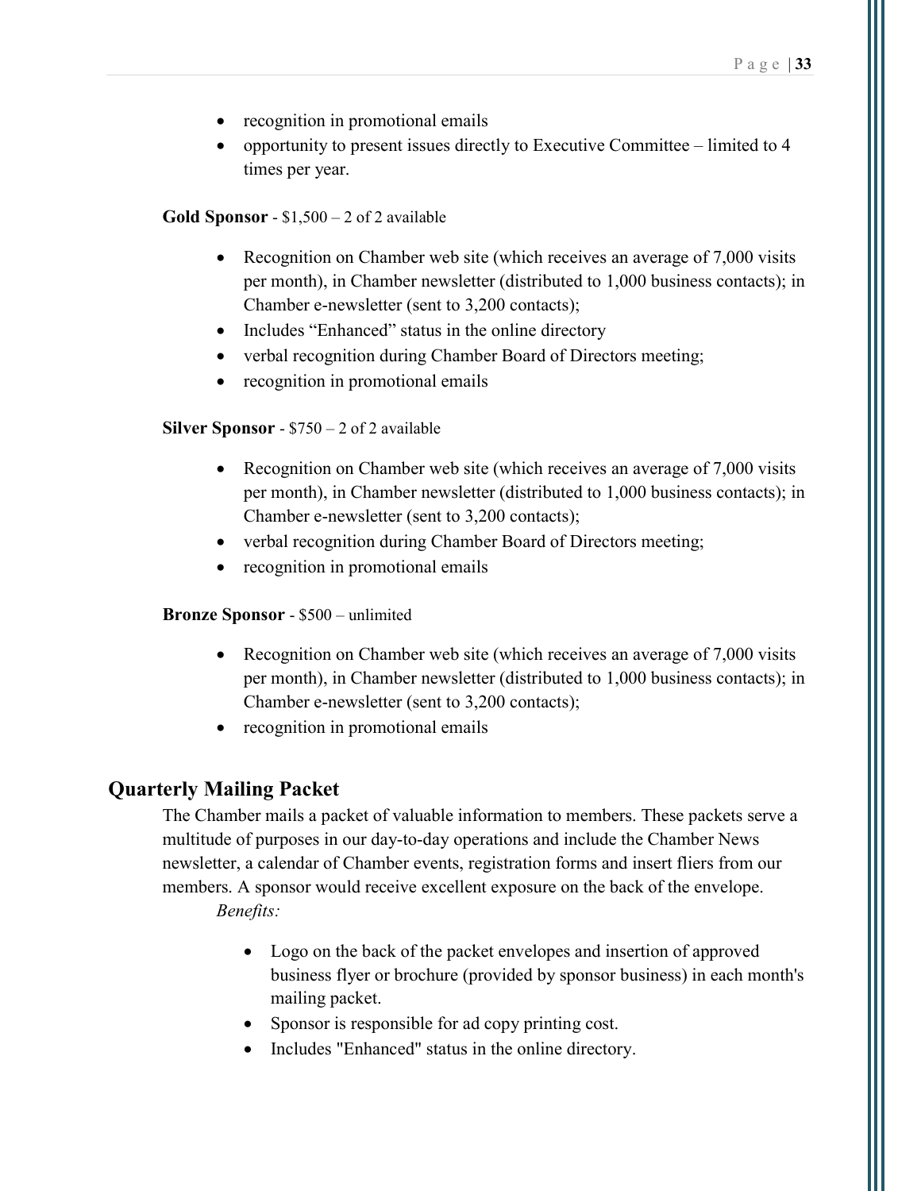- recognition in promotional emails
- opportunity to present issues directly to Executive Committee – limited to 4 times per year.

**Gold Sponsor** - $1,500 – 2 of 2 available

- Recognition on Chamber web site (which receives an average of 7,000 visits per month), in Chamber newsletter (distributed to 1,000 business contacts); in Chamber e-newsletter (sent to 3,200 contacts);
- Includes "Enhanced" status in the online directory
- verbal recognition during Chamber Board of Directors meeting;
- recognition in promotional emails

**Silver Sponsor** - $750 – 2 of 2 available

- Recognition on Chamber web site (which receives an average of 7,000 visits per month), in Chamber newsletter (distributed to 1,000 business contacts); in Chamber e-newsletter (sent to 3,200 contacts);
- verbal recognition during Chamber Board of Directors meeting;
- recognition in promotional emails

**Bronze Sponsor** - $500 – unlimited

- Recognition on Chamber web site (which receives an average of 7,000 visits per month), in Chamber newsletter (distributed to 1,000 business contacts); in Chamber e-newsletter (sent to 3,200 contacts);
- recognition in promotional emails

## Quarterly Mailing Packet

The Chamber mails a packet of valuable information to members. These packets serve a multitude of purposes in our day-to-day operations and include the Chamber News newsletter, a calendar of Chamber events, registration forms and insert fliers from our members. A sponsor would receive excellent exposure on the back of the envelope.

*Benefits:*

- Logo on the back of the packet envelopes and insertion of approved business flyer or brochure (provided by sponsor business) in each month's mailing packet.
- Sponsor is responsible for ad copy printing cost.
- Includes "Enhanced" status in the online directory.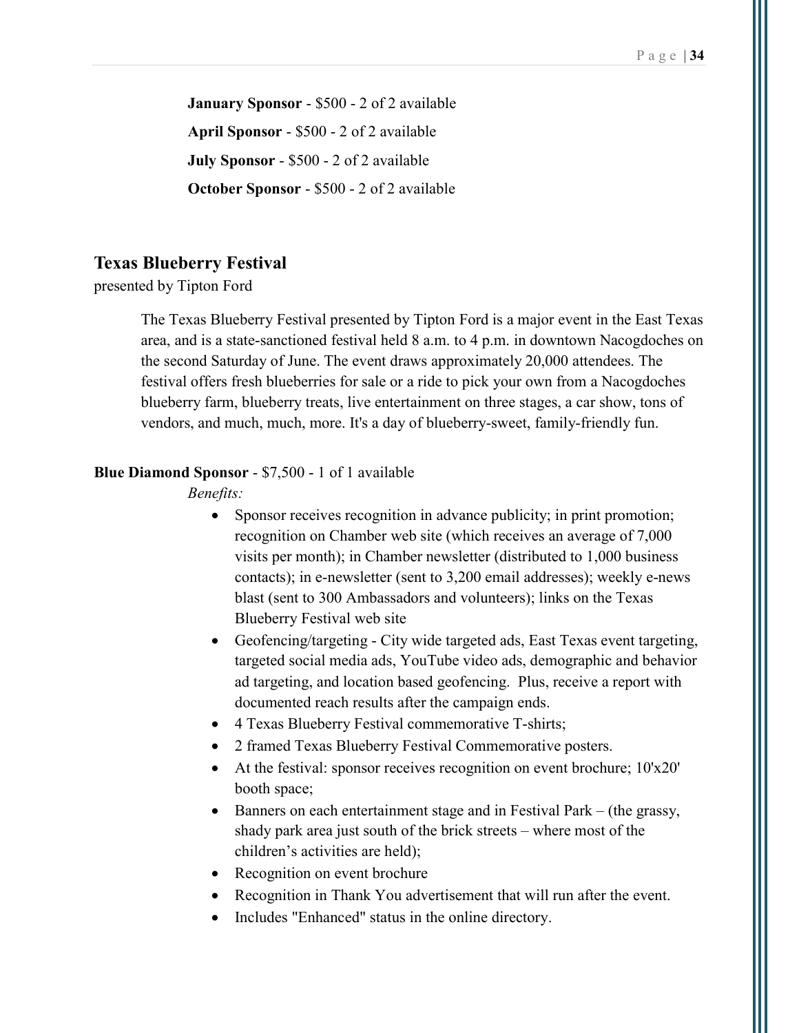**January Sponsor** - $500 - 2 of 2 available

**April Sponsor** - $500 - 2 of 2 available

**July Sponsor** - $500 - 2 of 2 available

**October Sponsor** - $500 - 2 of 2 available

## Texas Blueberry Festival

presented by Tipton Ford

The Texas Blueberry Festival presented by Tipton Ford is a major event in the East Texas area, and is a state-sanctioned festival held 8 a.m. to 4 p.m. in downtown Nacogdoches on the second Saturday of June. The event draws approximately 20,000 attendees. The festival offers fresh blueberries for sale or a ride to pick your own from a Nacogdoches blueberry farm, blueberry treats, live entertainment on three stages, a car show, tons of vendors, and much, much, more. It's a day of blueberry-sweet, family-friendly fun.

**Blue Diamond Sponsor** - $7,500 - 1 of 1 available

*Benefits:*

- Sponsor receives recognition in advance publicity; in print promotion; recognition on Chamber web site (which receives an average of 7,000 visits per month); in Chamber newsletter (distributed to 1,000 business contacts); in e-newsletter (sent to 3,200 email addresses); weekly e-news blast (sent to 300 Ambassadors and volunteers); links on the Texas Blueberry Festival web site
- Geofencing/targeting - City wide targeted ads, East Texas event targeting, targeted social media ads, YouTube video ads, demographic and behavior ad targeting, and location based geofencing. Plus, receive a report with documented reach results after the campaign ends.
- 4 Texas Blueberry Festival commemorative T-shirts;
- 2 framed Texas Blueberry Festival Commemorative posters.
- At the festival: sponsor receives recognition on event brochure; 10'x20' booth space;
- Banners on each entertainment stage and in Festival Park – (the grassy, shady park area just south of the brick streets – where most of the children's activities are held);
- Recognition on event brochure
- Recognition in Thank You advertisement that will run after the event.
- Includes "Enhanced" status in the online directory.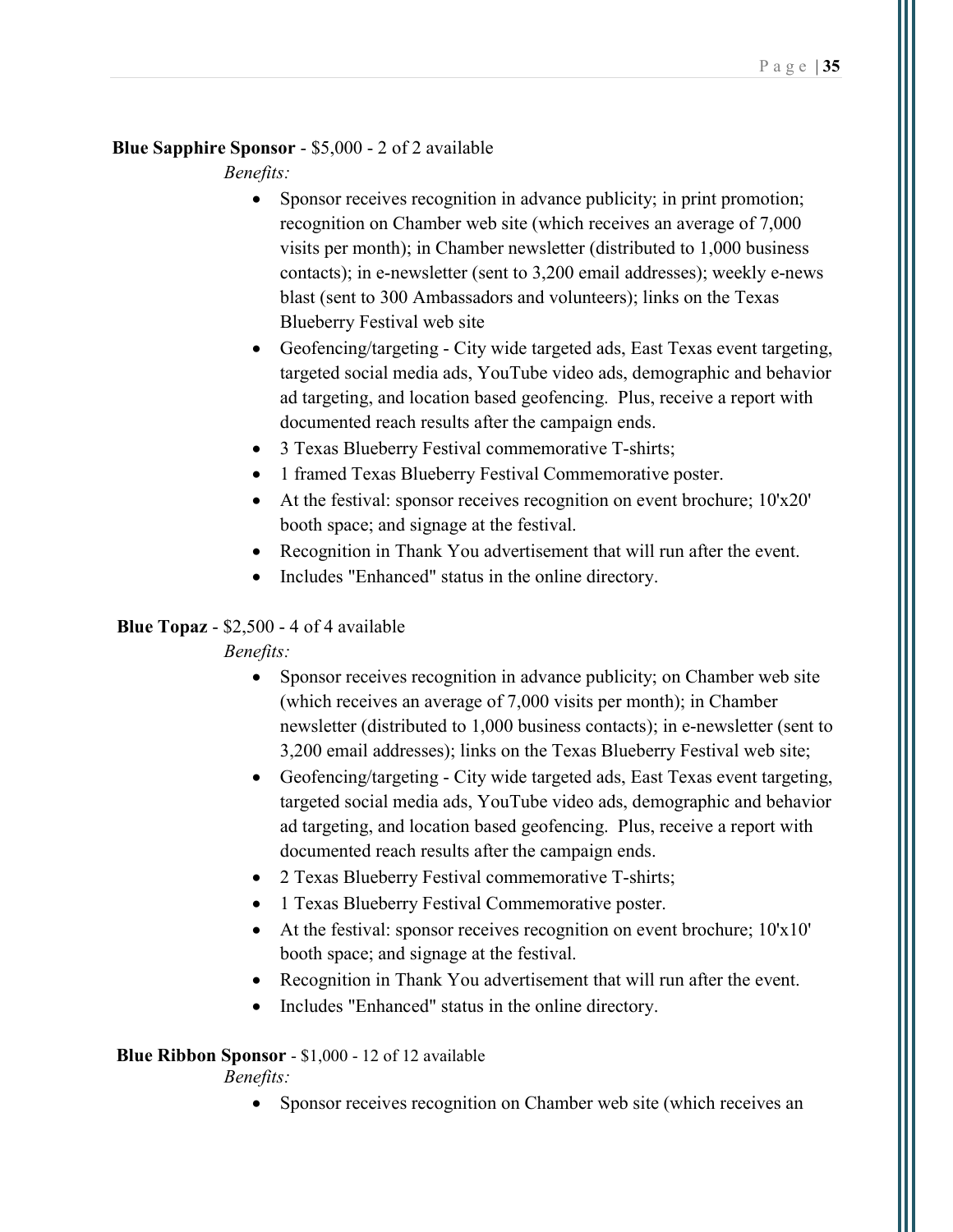**Blue Sapphire Sponsor** - $5,000 - 2 of 2 available

*Benefits:*

- Sponsor receives recognition in advance publicity; in print promotion; recognition on Chamber web site (which receives an average of 7,000 visits per month); in Chamber newsletter (distributed to 1,000 business contacts); in e-newsletter (sent to 3,200 email addresses); weekly e-news blast (sent to 300 Ambassadors and volunteers); links on the Texas Blueberry Festival web site
- Geofencing/targeting - City wide targeted ads, East Texas event targeting, targeted social media ads, YouTube video ads, demographic and behavior ad targeting, and location based geofencing. Plus, receive a report with documented reach results after the campaign ends.
- 3 Texas Blueberry Festival commemorative T-shirts;
- 1 framed Texas Blueberry Festival Commemorative poster.
- At the festival: sponsor receives recognition on event brochure; 10'x20' booth space; and signage at the festival.
- Recognition in Thank You advertisement that will run after the event.
- Includes "Enhanced" status in the online directory.

**Blue Topaz** - $2,500 - 4 of 4 available

*Benefits:*

- Sponsor receives recognition in advance publicity; on Chamber web site (which receives an average of 7,000 visits per month); in Chamber newsletter (distributed to 1,000 business contacts); in e-newsletter (sent to 3,200 email addresses); links on the Texas Blueberry Festival web site;
- Geofencing/targeting - City wide targeted ads, East Texas event targeting, targeted social media ads, YouTube video ads, demographic and behavior ad targeting, and location based geofencing. Plus, receive a report with documented reach results after the campaign ends.
- 2 Texas Blueberry Festival commemorative T-shirts;
- 1 Texas Blueberry Festival Commemorative poster.
- At the festival: sponsor receives recognition on event brochure; 10'x10' booth space; and signage at the festival.
- Recognition in Thank You advertisement that will run after the event.
- Includes "Enhanced" status in the online directory.

**Blue Ribbon Sponsor** - $1,000 - 12 of 12 available

*Benefits:*

- Sponsor receives recognition on Chamber web site (which receives an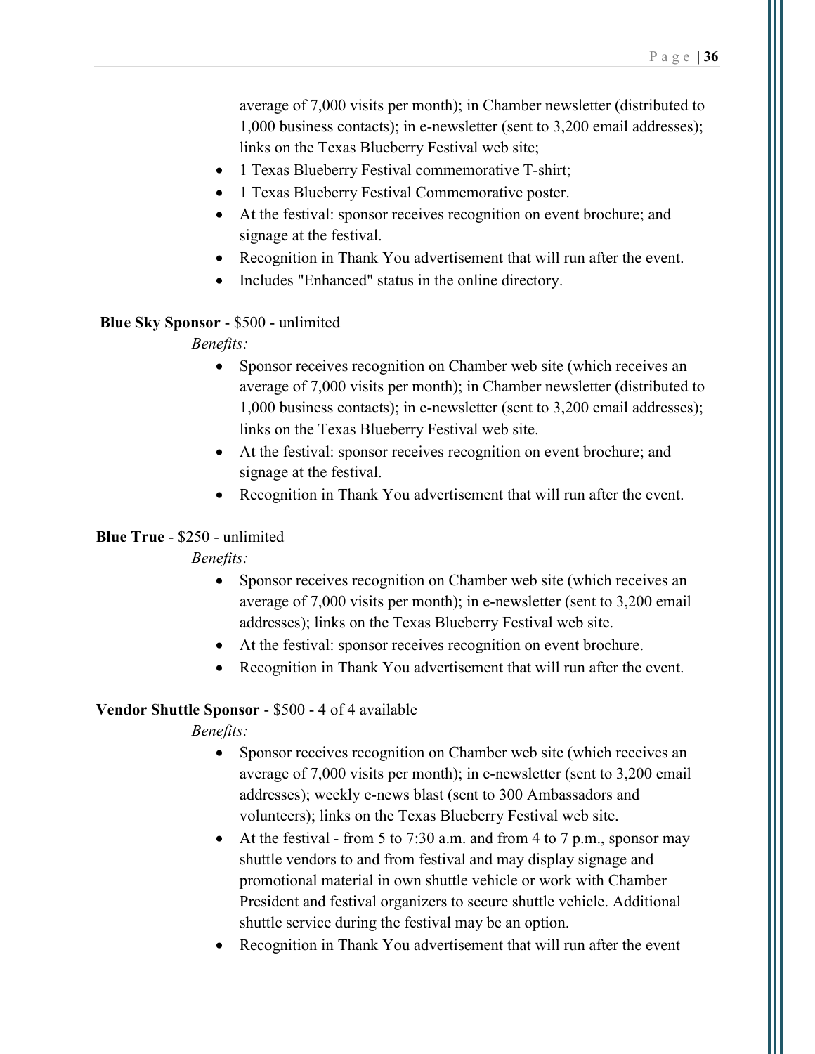average of 7,000 visits per month); in Chamber newsletter (distributed to 1,000 business contacts); in e-newsletter (sent to 3,200 email addresses); links on the Texas Blueberry Festival web site;

- 1 Texas Blueberry Festival commemorative T-shirt;
- 1 Texas Blueberry Festival Commemorative poster.
- At the festival: sponsor receives recognition on event brochure; and signage at the festival.
- Recognition in Thank You advertisement that will run after the event.
- Includes "Enhanced" status in the online directory.

**Blue Sky Sponsor** - $500 - unlimited

*Benefits:*

- Sponsor receives recognition on Chamber web site (which receives an average of 7,000 visits per month); in Chamber newsletter (distributed to 1,000 business contacts); in e-newsletter (sent to 3,200 email addresses); links on the Texas Blueberry Festival web site.
- At the festival: sponsor receives recognition on event brochure; and signage at the festival.
- Recognition in Thank You advertisement that will run after the event.

**Blue True** - $250 - unlimited

*Benefits:*

- Sponsor receives recognition on Chamber web site (which receives an average of 7,000 visits per month); in e-newsletter (sent to 3,200 email addresses); links on the Texas Blueberry Festival web site.
- At the festival: sponsor receives recognition on event brochure.
- Recognition in Thank You advertisement that will run after the event.

**Vendor Shuttle Sponsor** - $500 - 4 of 4 available

*Benefits:*

- Sponsor receives recognition on Chamber web site (which receives an average of 7,000 visits per month); in e-newsletter (sent to 3,200 email addresses); weekly e-news blast (sent to 300 Ambassadors and volunteers); links on the Texas Blueberry Festival web site.
- At the festival - from 5 to 7:30 a.m. and from 4 to 7 p.m., sponsor may shuttle vendors to and from festival and may display signage and promotional material in own shuttle vehicle or work with Chamber President and festival organizers to secure shuttle vehicle. Additional shuttle service during the festival may be an option.
- Recognition in Thank You advertisement that will run after the event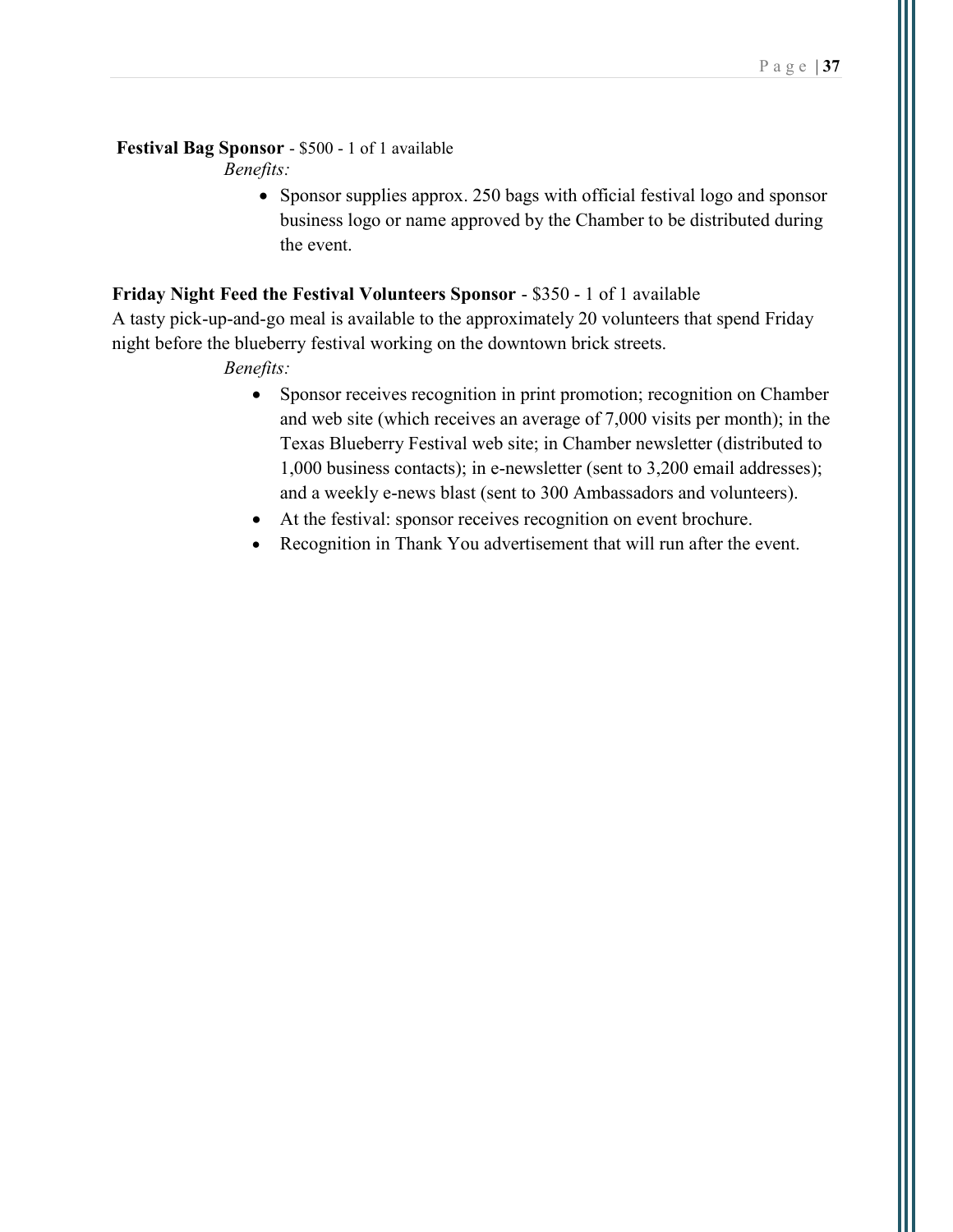**Festival Bag Sponsor** - $500 - 1 of 1 available

*Benefits:*

- Sponsor supplies approx. 250 bags with official festival logo and sponsor business logo or name approved by the Chamber to be distributed during the event.

**Friday Night Feed the Festival Volunteers Sponsor** - $350 - 1 of 1 available

A tasty pick-up-and-go meal is available to the approximately 20 volunteers that spend Friday night before the blueberry festival working on the downtown brick streets.

*Benefits:*

- Sponsor receives recognition in print promotion; recognition on Chamber and web site (which receives an average of 7,000 visits per month); in the Texas Blueberry Festival web site; in Chamber newsletter (distributed to 1,000 business contacts); in e-newsletter (sent to 3,200 email addresses); and a weekly e-news blast (sent to 300 Ambassadors and volunteers).
- At the festival: sponsor receives recognition on event brochure.
- Recognition in Thank You advertisement that will run after the event.